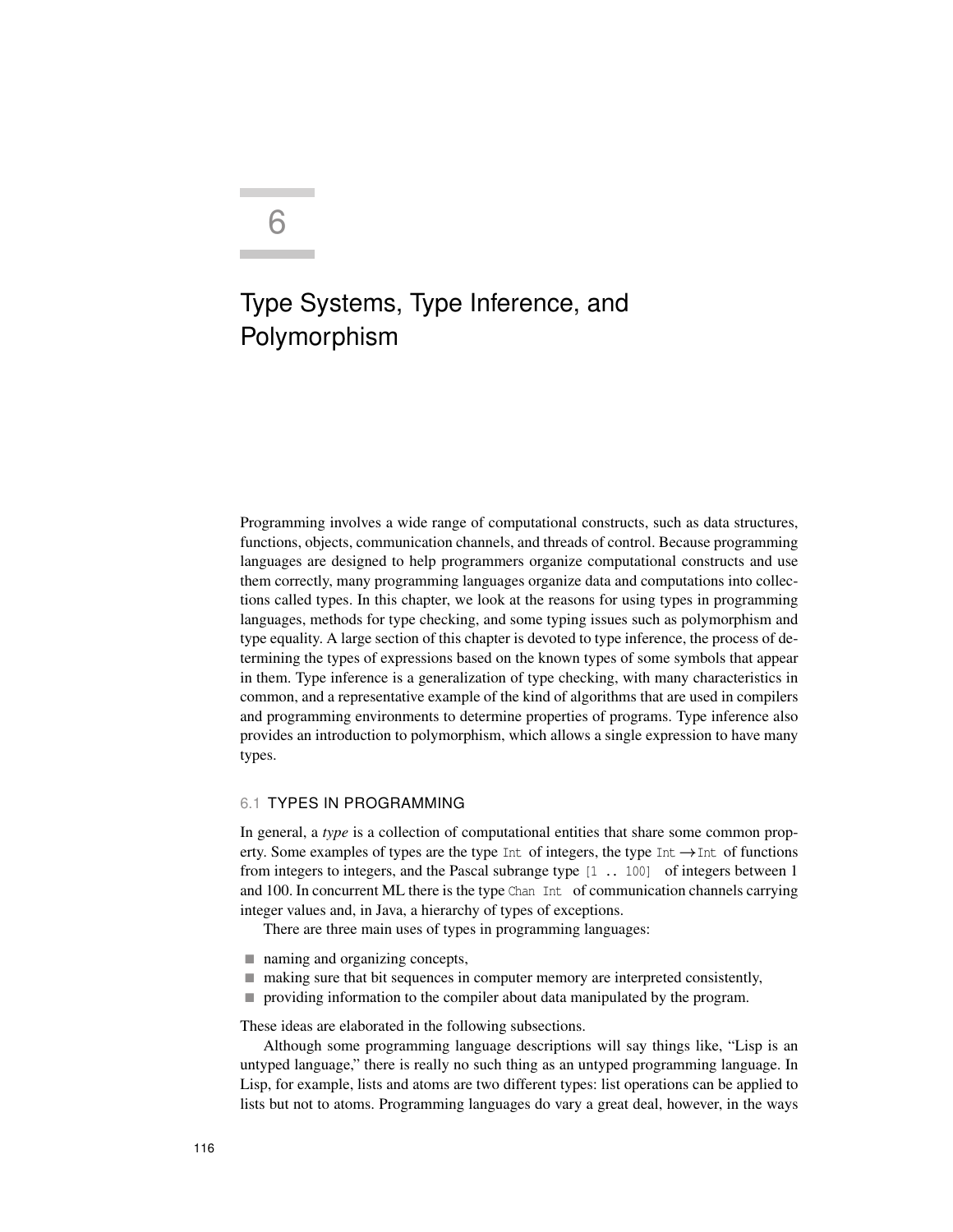# 6

# Type Systems, Type Inference, and Polymorphism

Programming involves a wide range of computational constructs, such as data structures, functions, objects, communication channels, and threads of control. Because programming languages are designed to help programmers organize computational constructs and use them correctly, many programming languages organize data and computations into collections called types. In this chapter, we look at the reasons for using types in programming languages, methods for type checking, and some typing issues such as polymorphism and type equality. A large section of this chapter is devoted to type inference, the process of determining the types of expressions based on the known types of some symbols that appear in them. Type inference is a generalization of type checking, with many characteristics in common, and a representative example of the kind of algorithms that are used in compilers and programming environments to determine properties of programs. Type inference also provides an introduction to polymorphism, which allows a single expression to have many types.

## 6.1 TYPES IN PROGRAMMING

In general, a *type* is a collection of computational entities that share some common property. Some examples of types are the type `Int` of integers, the type `Int` $\rightarrow$ `Int` of functions from integers to integers, and the Pascal subrange type `[1 .. 100]` of integers between 1 and 100. In concurrent ML there is the type `Chan Int` of communication channels carrying integer values and, in Java, a hierarchy of types of exceptions.

There are three main uses of types in programming languages:

- naming and organizing concepts,
- making sure that bit sequences in computer memory are interpreted consistently,
- providing information to the compiler about data manipulated by the program.

These ideas are elaborated in the following subsections.

Although some programming language descriptions will say things like, "Lisp is an untyped language," there is really no such thing as an untyped programming language. In Lisp, for example, lists and atoms are two different types: list operations can be applied to lists but not to atoms. Programming languages do vary a great deal, however, in the ways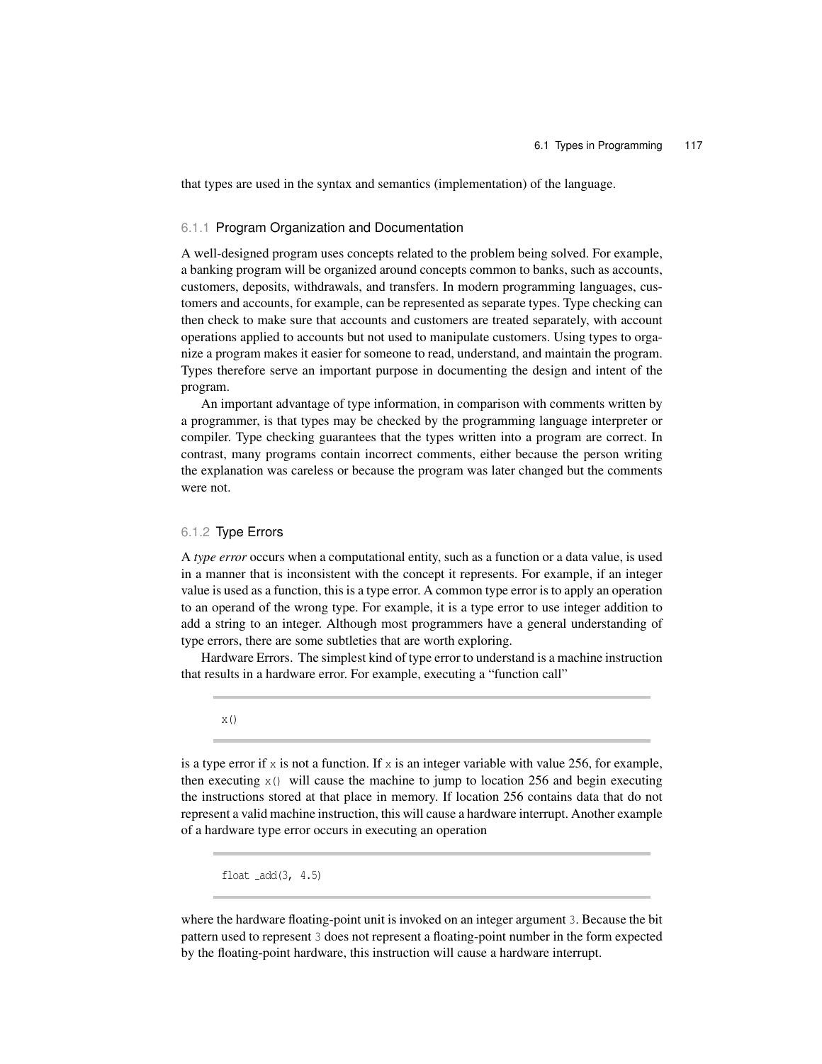that types are used in the syntax and semantics (implementation) of the language.

### 6.1.1 Program Organization and Documentation

A well-designed program uses concepts related to the problem being solved. For example, a banking program will be organized around concepts common to banks, such as accounts, customers, deposits, withdrawals, and transfers. In modern programming languages, customers and accounts, for example, can be represented as separate types. Type checking can then check to make sure that accounts and customers are treated separately, with account operations applied to accounts but not used to manipulate customers. Using types to organize a program makes it easier for someone to read, understand, and maintain the program. Types therefore serve an important purpose in documenting the design and intent of the program.

An important advantage of type information, in comparison with comments written by a programmer, is that types may be checked by the programming language interpreter or compiler. Type checking guarantees that the types written into a program are correct. In contrast, many programs contain incorrect comments, either because the person writing the explanation was careless or because the program was later changed but the comments were not.

### 6.1.2 Type Errors

A *type error* occurs when a computational entity, such as a function or a data value, is used in a manner that is inconsistent with the concept it represents. For example, if an integer value is used as a function, this is a type error. A common type error is to apply an operation to an operand of the wrong type. For example, it is a type error to use integer addition to add a string to an integer. Although most programmers have a general understanding of type errors, there are some subtleties that are worth exploring.

Hardware Errors. The simplest kind of type error to understand is a machine instruction that results in a hardware error. For example, executing a "function call"

```
x()
```

is a type error if `x` is not a function. If `x` is an integer variable with value 256, for example, then executing `x()` will cause the machine to jump to location 256 and begin executing the instructions stored at that place in memory. If location 256 contains data that do not represent a valid machine instruction, this will cause a hardware interrupt. Another example of a hardware type error occurs in executing an operation

```
float_add(3, 4.5)
```

where the hardware floating-point unit is invoked on an integer argument `3`. Because the bit pattern used to represent `3` does not represent a floating-point number in the form expected by the floating-point hardware, this instruction will cause a hardware interrupt.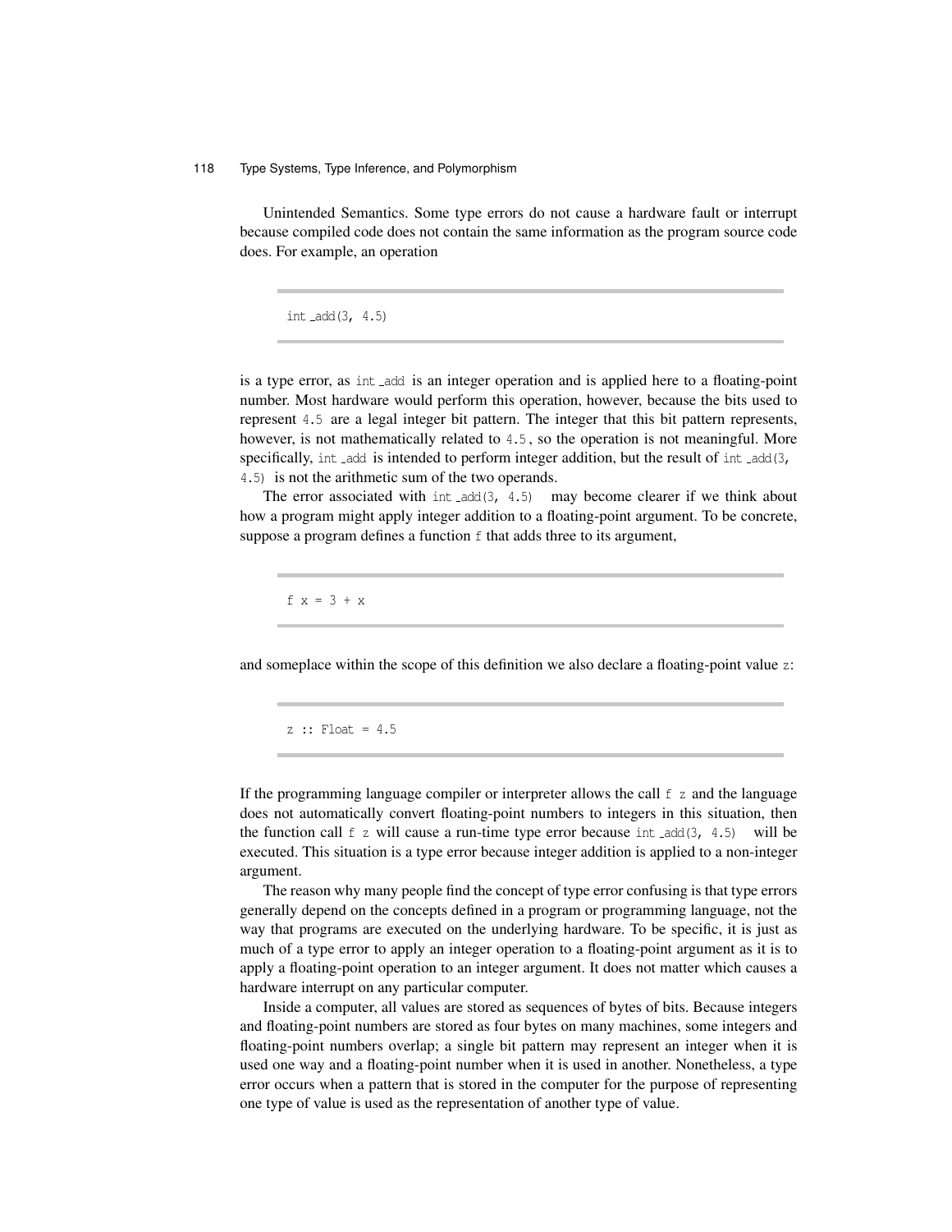Unintended Semantics. Some type errors do not cause a hardware fault or interrupt because compiled code does not contain the same information as the program source code does. For example, an operation

```
int_add(3, 4.5)
```

is a type error, as `int_add` is an integer operation and is applied here to a floating-point number. Most hardware would perform this operation, however, because the bits used to represent `4.5` are a legal integer bit pattern. The integer that this bit pattern represents, however, is not mathematically related to `4.5`, so the operation is not meaningful. More specifically, `int_add` is intended to perform integer addition, but the result of `int_add(3, 4.5)` is not the arithmetic sum of the two operands.

The error associated with `int_add(3, 4.5)` may become clearer if we think about how a program might apply integer addition to a floating-point argument. To be concrete, suppose a program defines a function `f` that adds three to its argument,

```
f x = 3 + x
```

and someplace within the scope of this definition we also declare a floating-point value `z`:

```
z :: Float = 4.5
```

If the programming language compiler or interpreter allows the call `f z` and the language does not automatically convert floating-point numbers to integers in this situation, then the function call `f z` will cause a run-time type error because `int_add(3, 4.5)` will be executed. This situation is a type error because integer addition is applied to a non-integer argument.

The reason why many people find the concept of type error confusing is that type errors generally depend on the concepts defined in a program or programming language, not the way that programs are executed on the underlying hardware. To be specific, it is just as much of a type error to apply an integer operation to a floating-point argument as it is to apply a floating-point operation to an integer argument. It does not matter which causes a hardware interrupt on any particular computer.

Inside a computer, all values are stored as sequences of bytes of bits. Because integers and floating-point numbers are stored as four bytes on many machines, some integers and floating-point numbers overlap; a single bit pattern may represent an integer when it is used one way and a floating-point number when it is used in another. Nonetheless, a type error occurs when a pattern that is stored in the computer for the purpose of representing one type of value is used as the representation of another type of value.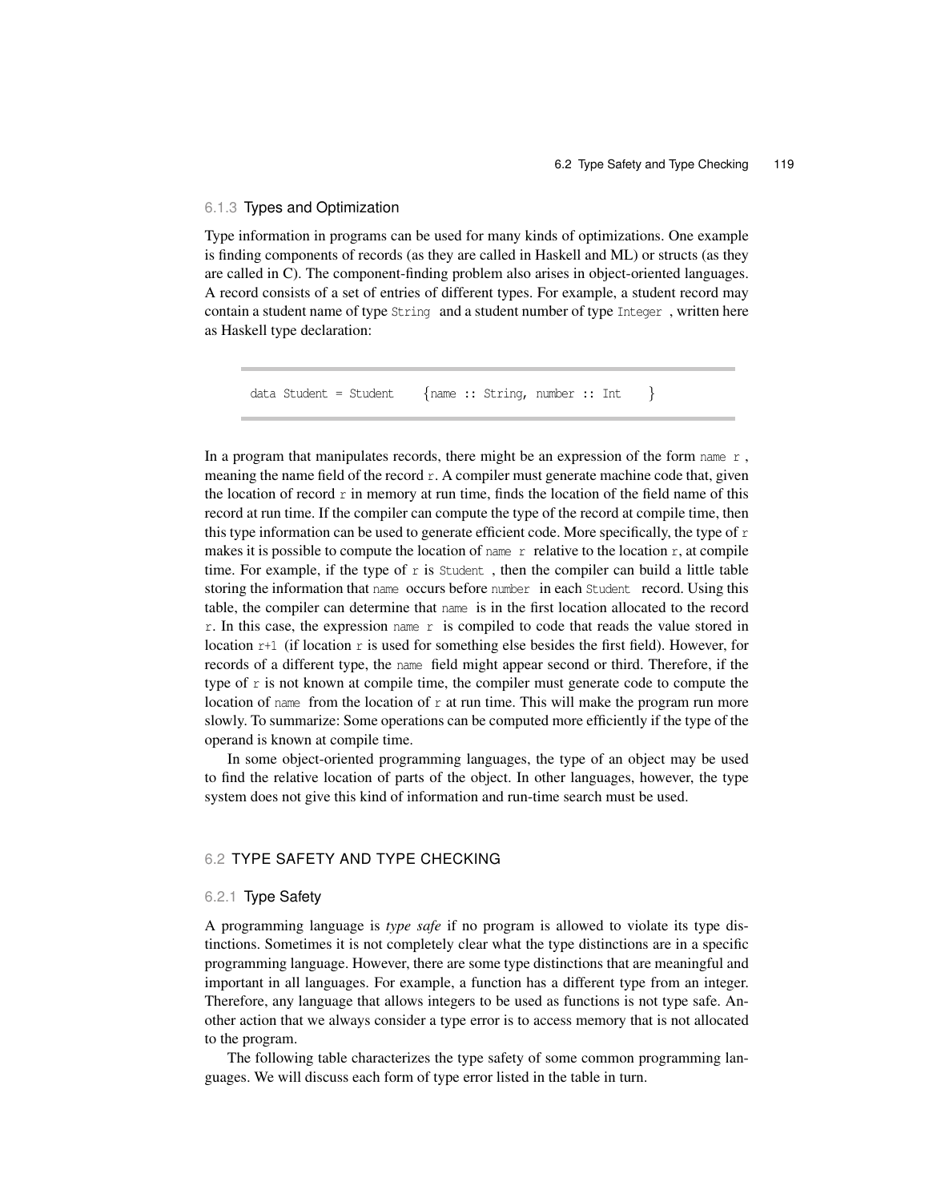### 6.1.3 Types and Optimization

Type information in programs can be used for many kinds of optimizations. One example is finding components of records (as they are called in Haskell and ML) or structs (as they are called in C). The component-finding problem also arises in object-oriented languages. A record consists of a set of entries of different types. For example, a student record may contain a student name of type `String` and a student number of type `Integer`, written here as Haskell type declaration:

```
data Student = Student   {name :: String, number :: Int   }
```

In a program that manipulates records, there might be an expression of the form `name r`, meaning the name field of the record `r`. A compiler must generate machine code that, given the location of record `r` in memory at run time, finds the location of the field name of this record at run time. If the compiler can compute the type of the record at compile time, then this type information can be used to generate efficient code. More specifically, the type of `r` makes it possible to compute the location of `name r` relative to the location `r`, at compile time. For example, if the type of `r` is `Student`, then the compiler can build a little table storing the information that `name` occurs before `number` in each `Student` record. Using this table, the compiler can determine that `name` is in the first location allocated to the record `r`. In this case, the expression `name r` is compiled to code that reads the value stored in location `r+1` (if location `r` is used for something else besides the first field). However, for records of a different type, the `name` field might appear second or third. Therefore, if the type of `r` is not known at compile time, the compiler must generate code to compute the location of `name` from the location of `r` at run time. This will make the program run more slowly. To summarize: Some operations can be computed more efficiently if the type of the operand is known at compile time.

In some object-oriented programming languages, the type of an object may be used to find the relative location of parts of the object. In other languages, however, the type system does not give this kind of information and run-time search must be used.

## 6.2 TYPE SAFETY AND TYPE CHECKING

### 6.2.1 Type Safety

A programming language is *type safe* if no program is allowed to violate its type distinctions. Sometimes it is not completely clear what the type distinctions are in a specific programming language. However, there are some type distinctions that are meaningful and important in all languages. For example, a function has a different type from an integer. Therefore, any language that allows integers to be used as functions is not type safe. Another action that we always consider a type error is to access memory that is not allocated to the program.

The following table characterizes the type safety of some common programming languages. We will discuss each form of type error listed in the table in turn.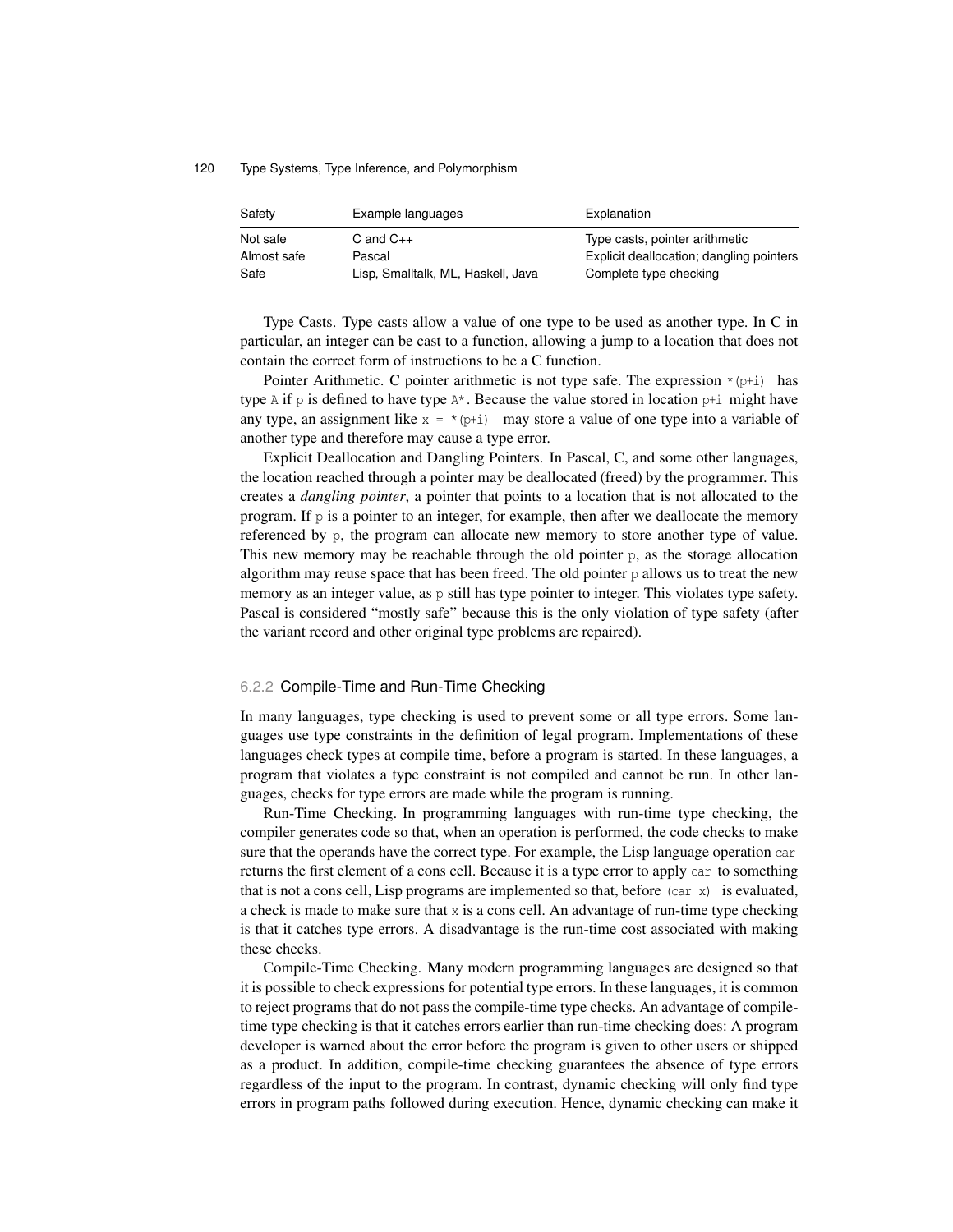| Safety | Example languages | Explanation |
|---|---|---|
| Not safe | C and C++ | Type casts, pointer arithmetic |
| Almost safe | Pascal | Explicit deallocation; dangling pointers |
| Safe | Lisp, Smalltalk, ML, Haskell, Java | Complete type checking |

Type Casts. Type casts allow a value of one type to be used as another type. In C in particular, an integer can be cast to a function, allowing a jump to a location that does not contain the correct form of instructions to be a C function.

Pointer Arithmetic. C pointer arithmetic is not type safe. The expression `*(p+i)` has type `A` if `p` is defined to have type `A*`. Because the value stored in location `p+i` might have any type, an assignment like `x = *(p+i)` may store a value of one type into a variable of another type and therefore may cause a type error.

Explicit Deallocation and Dangling Pointers. In Pascal, C, and some other languages, the location reached through a pointer may be deallocated (freed) by the programmer. This creates a *dangling pointer*, a pointer that points to a location that is not allocated to the program. If `p` is a pointer to an integer, for example, then after we deallocate the memory referenced by `p`, the program can allocate new memory to store another type of value. This new memory may be reachable through the old pointer `p`, as the storage allocation algorithm may reuse space that has been freed. The old pointer `p` allows us to treat the new memory as an integer value, as `p` still has type pointer to integer. This violates type safety. Pascal is considered "mostly safe" because this is the only violation of type safety (after the variant record and other original type problems are repaired).

### 6.2.2 Compile-Time and Run-Time Checking

In many languages, type checking is used to prevent some or all type errors. Some languages use type constraints in the definition of legal program. Implementations of these languages check types at compile time, before a program is started. In these languages, a program that violates a type constraint is not compiled and cannot be run. In other languages, checks for type errors are made while the program is running.

Run-Time Checking. In programming languages with run-time type checking, the compiler generates code so that, when an operation is performed, the code checks to make sure that the operands have the correct type. For example, the Lisp language operation `car` returns the first element of a cons cell. Because it is a type error to apply `car` to something that is not a cons cell, Lisp programs are implemented so that, before `(car x)` is evaluated, a check is made to make sure that `x` is a cons cell. An advantage of run-time type checking is that it catches type errors. A disadvantage is the run-time cost associated with making these checks.

Compile-Time Checking. Many modern programming languages are designed so that it is possible to check expressions for potential type errors. In these languages, it is common to reject programs that do not pass the compile-time type checks. An advantage of compile-time type checking is that it catches errors earlier than run-time checking does: A program developer is warned about the error before the program is given to other users or shipped as a product. In addition, compile-time checking guarantees the absence of type errors regardless of the input to the program. In contrast, dynamic checking will only find type errors in program paths followed during execution. Hence, dynamic checking can make it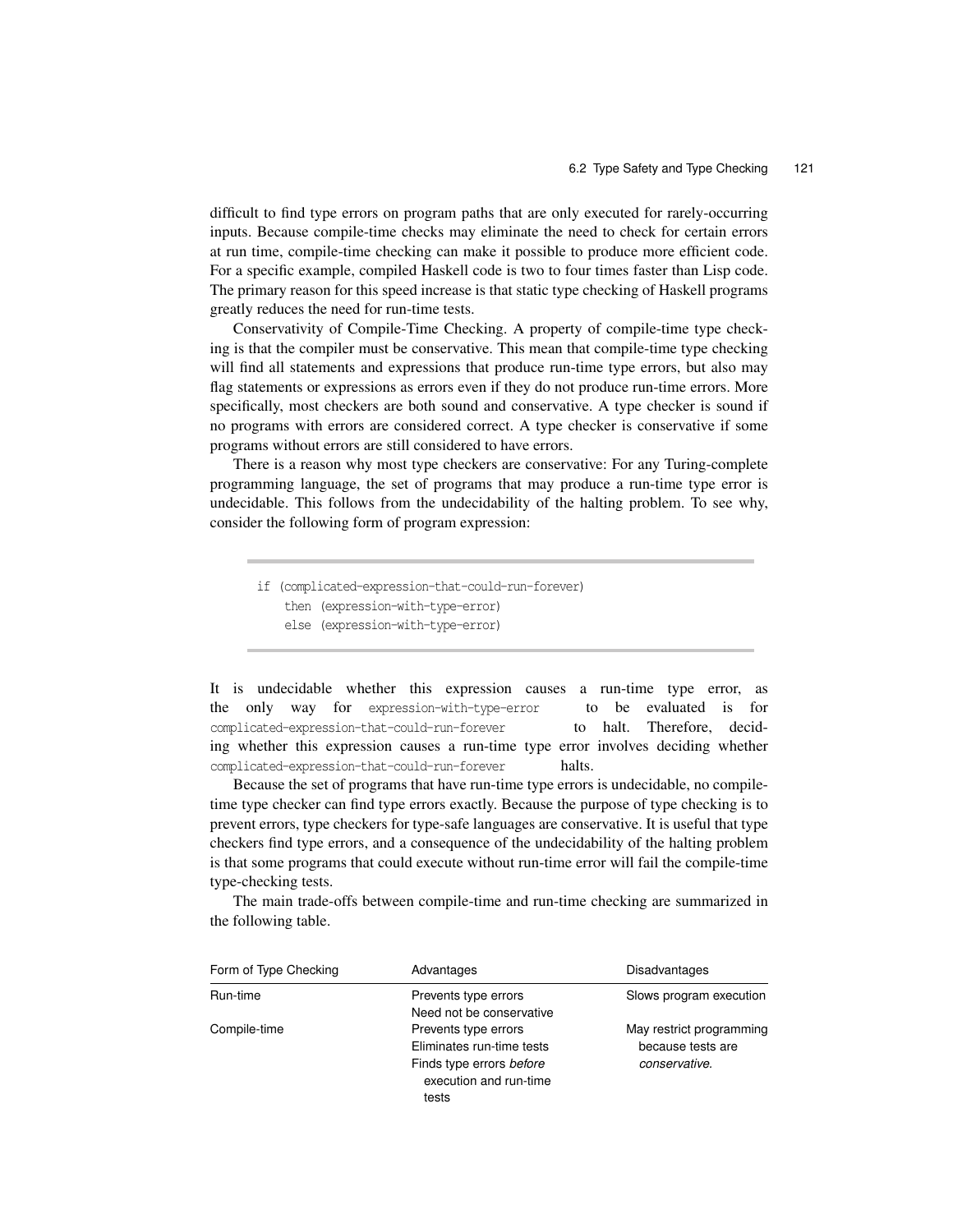difficult to find type errors on program paths that are only executed for rarely-occurring inputs. Because compile-time checks may eliminate the need to check for certain errors at run time, compile-time checking can make it possible to produce more efficient code. For a specific example, compiled Haskell code is two to four times faster than Lisp code. The primary reason for this speed increase is that static type checking of Haskell programs greatly reduces the need for run-time tests.

Conservativity of Compile-Time Checking. A property of compile-time type checking is that the compiler must be conservative. This mean that compile-time type checking will find all statements and expressions that produce run-time type errors, but also may flag statements or expressions as errors even if they do not produce run-time errors. More specifically, most checkers are both sound and conservative. A type checker is sound if no programs with errors are considered correct. A type checker is conservative if some programs without errors are still considered to have errors.

There is a reason why most type checkers are conservative: For any Turing-complete programming language, the set of programs that may produce a run-time type error is undecidable. This follows from the undecidability of the halting problem. To see why, consider the following form of program expression:

```
if (complicated-expression-that-could-run-forever)
    then (expression-with-type-error)
    else (expression-with-type-error)
```

It is undecidable whether this expression causes a run-time type error, as the only way for `expression-with-type-error` to be evaluated is for `complicated-expression-that-could-run-forever` to halt. Therefore, deciding whether this expression causes a run-time type error involves deciding whether `complicated-expression-that-could-run-forever` halts.

Because the set of programs that have run-time type errors is undecidable, no compile-time type checker can find type errors exactly. Because the purpose of type checking is to prevent errors, type checkers for type-safe languages are conservative. It is useful that type checkers find type errors, and a consequence of the undecidability of the halting problem is that some programs that could execute without run-time error will fail the compile-time type-checking tests.

The main trade-offs between compile-time and run-time checking are summarized in the following table.

| Form of Type Checking | Advantages | Disadvantages |
|---|---|---|
| Run-time | Prevents type errors<br>Need not be conservative | Slows program execution |
| Compile-time | Prevents type errors<br>Eliminates run-time tests<br>Finds type errors *before* execution and run-time tests | May restrict programming because tests are *conservative*. |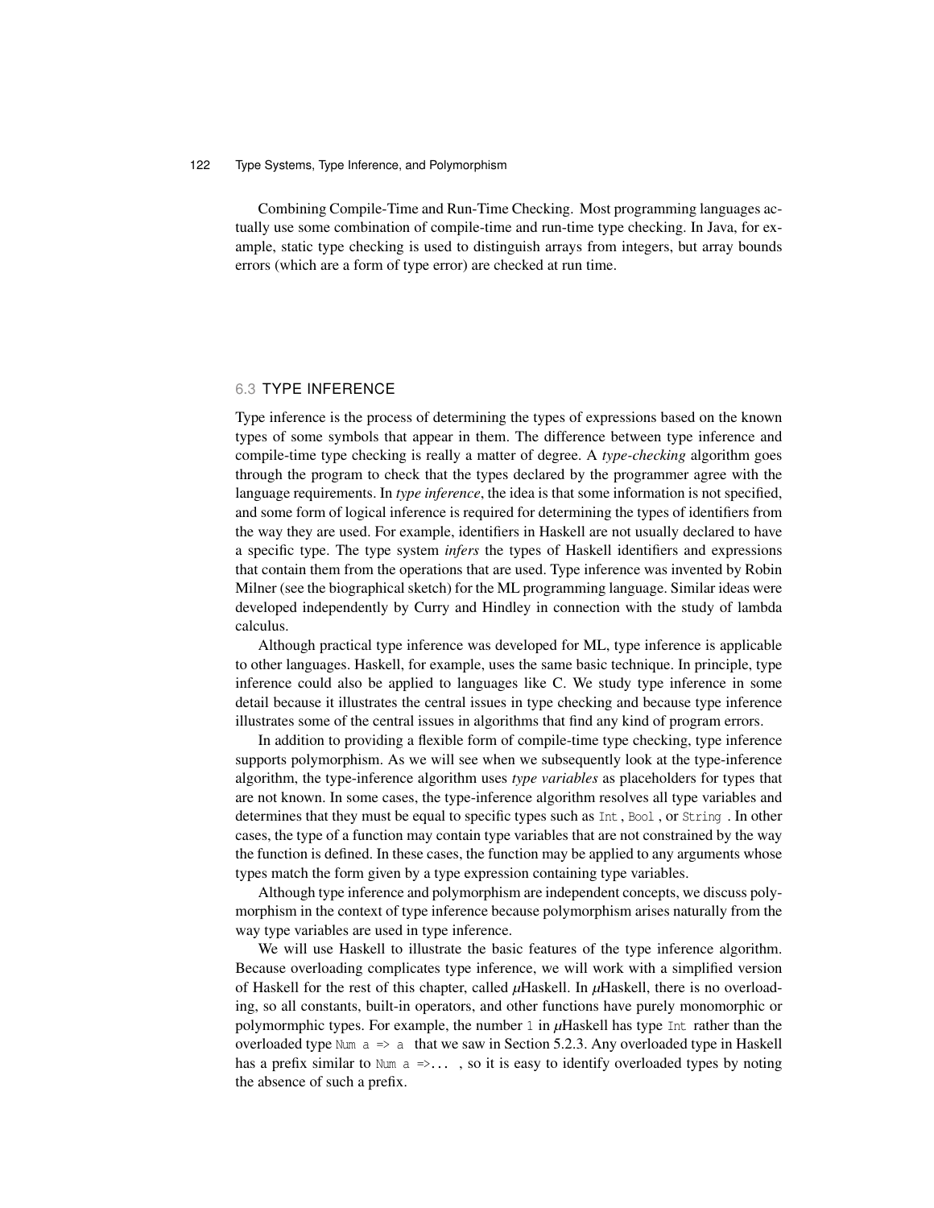Combining Compile-Time and Run-Time Checking. Most programming languages actually use some combination of compile-time and run-time type checking. In Java, for example, static type checking is used to distinguish arrays from integers, but array bounds errors (which are a form of type error) are checked at run time.

## 6.3 TYPE INFERENCE

Type inference is the process of determining the types of expressions based on the known types of some symbols that appear in them. The difference between type inference and compile-time type checking is really a matter of degree. A *type-checking* algorithm goes through the program to check that the types declared by the programmer agree with the language requirements. In *type inference*, the idea is that some information is not specified, and some form of logical inference is required for determining the types of identifiers from the way they are used. For example, identifiers in Haskell are not usually declared to have a specific type. The type system *infers* the types of Haskell identifiers and expressions that contain them from the operations that are used. Type inference was invented by Robin Milner (see the biographical sketch) for the ML programming language. Similar ideas were developed independently by Curry and Hindley in connection with the study of lambda calculus.

Although practical type inference was developed for ML, type inference is applicable to other languages. Haskell, for example, uses the same basic technique. In principle, type inference could also be applied to languages like C. We study type inference in some detail because it illustrates the central issues in type checking and because type inference illustrates some of the central issues in algorithms that find any kind of program errors.

In addition to providing a flexible form of compile-time type checking, type inference supports polymorphism. As we will see when we subsequently look at the type-inference algorithm, the type-inference algorithm uses *type variables* as placeholders for types that are not known. In some cases, the type-inference algorithm resolves all type variables and determines that they must be equal to specific types such as `Int`, `Bool`, or `String`. In other cases, the type of a function may contain type variables that are not constrained by the way the function is defined. In these cases, the function may be applied to any arguments whose types match the form given by a type expression containing type variables.

Although type inference and polymorphism are independent concepts, we discuss polymorphism in the context of type inference because polymorphism arises naturally from the way type variables are used in type inference.

We will use Haskell to illustrate the basic features of the type inference algorithm. Because overloading complicates type inference, we will work with a simplified version of Haskell for the rest of this chapter, called $\mu$Haskell. In $\mu$Haskell, there is no overloading, so all constants, built-in operators, and other functions have purely monomorphic or polymormphic types. For example, the number `1` in $\mu$Haskell has type `Int` rather than the overloaded type `Num a => a` that we saw in Section 5.2.3. Any overloaded type in Haskell has a prefix similar to `Num a =>...` , so it is easy to identify overloaded types by noting the absence of such a prefix.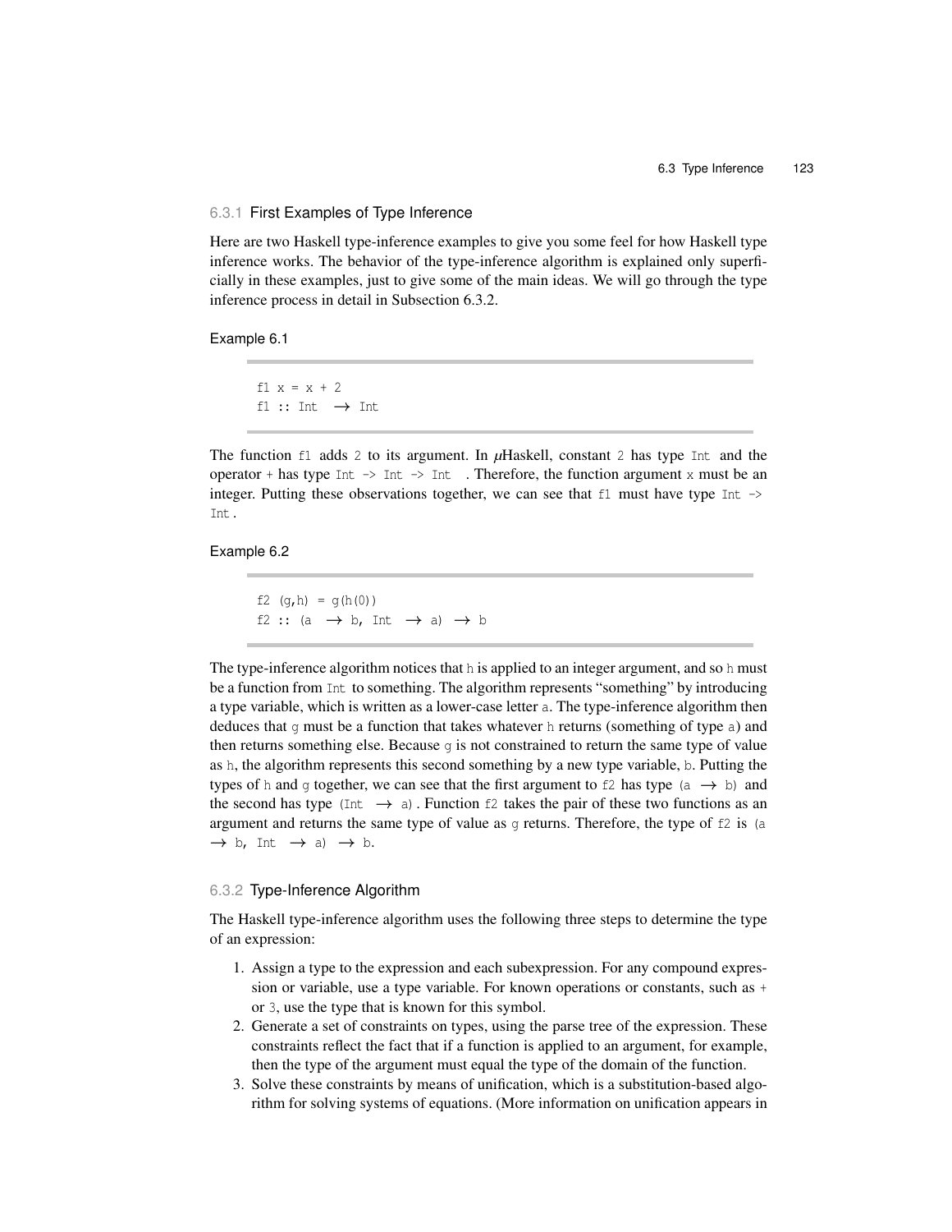### 6.3.1 First Examples of Type Inference

Here are two Haskell type-inference examples to give you some feel for how Haskell type inference works. The behavior of the type-inference algorithm is explained only superficially in these examples, just to give some of the main ideas. We will go through the type inference process in detail in Subsection 6.3.2.

Example 6.1

```
f1 x = x + 2
f1 :: Int → Int
```

The function `f1` adds `2` to its argument. In μHaskell, constant `2` has type `Int` and the operator `+` has type `Int -> Int -> Int`. Therefore, the function argument `x` must be an integer. Putting these observations together, we can see that `f1` must have type `Int -> Int`.

Example 6.2

```
f2 (g,h) = g(h(0))
f2 :: (a → b, Int → a) → b
```

The type-inference algorithm notices that `h` is applied to an integer argument, and so `h` must be a function from `Int` to something. The algorithm represents "something" by introducing a type variable, which is written as a lower-case letter `a`. The type-inference algorithm then deduces that `g` must be a function that takes whatever `h` returns (something of type `a`) and then returns something else. Because `g` is not constrained to return the same type of value as `h`, the algorithm represents this second something by a new type variable, `b`. Putting the types of `h` and `g` together, we can see that the first argument to `f2` has type `(a → b)` and the second has type `(Int → a)`. Function `f2` takes the pair of these two functions as an argument and returns the same type of value as `g` returns. Therefore, the type of `f2` is `(a → b, Int → a) → b`.

### 6.3.2 Type-Inference Algorithm

The Haskell type-inference algorithm uses the following three steps to determine the type of an expression:

1. Assign a type to the expression and each subexpression. For any compound expression or variable, use a type variable. For known operations or constants, such as `+` or `3`, use the type that is known for this symbol.
2. Generate a set of constraints on types, using the parse tree of the expression. These constraints reflect the fact that if a function is applied to an argument, for example, then the type of the argument must equal the type of the domain of the function.
3. Solve these constraints by means of unification, which is a substitution-based algorithm for solving systems of equations. (More information on unification appears in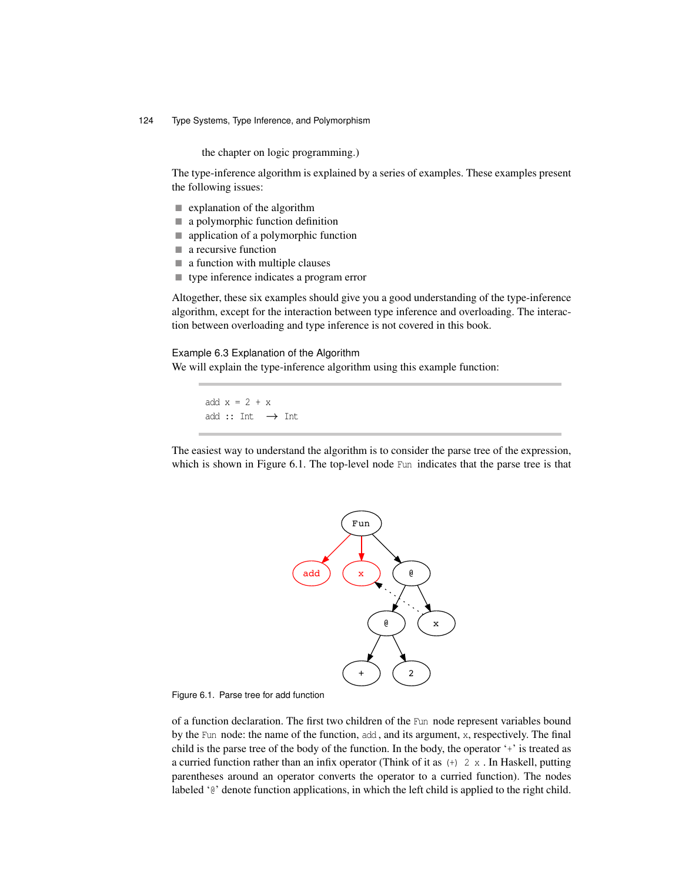the chapter on logic programming.)

The type-inference algorithm is explained by a series of examples. These examples present the following issues:

- explanation of the algorithm
- a polymorphic function definition
- application of a polymorphic function
- a recursive function
- a function with multiple clauses
- type inference indicates a program error

Altogether, these six examples should give you a good understanding of the type-inference algorithm, except for the interaction between type inference and overloading. The interaction between overloading and type inference is not covered in this book.

### Example 6.3 Explanation of the Algorithm

We will explain the type-inference algorithm using this example function:

```
add x = 2 + x
add :: Int  → Int
```

The easiest way to understand the algorithm is to consider the parse tree of the expression, which is shown in Figure 6.1. The top-level node `Fun` indicates that the parse tree is that

Figure 6.1. Parse tree for add function

of a function declaration. The first two children of the `Fun` node represent variables bound by the `Fun` node: the name of the function, `add`, and its argument, `x`, respectively. The final child is the parse tree of the body of the function. In the body, the operator '`+`' is treated as a curried function rather than an infix operator (Think of it as `(+) 2 x` . In Haskell, putting parentheses around an operator converts the operator to a curried function). The nodes labeled '`@`' denote function applications, in which the left child is applied to the right child.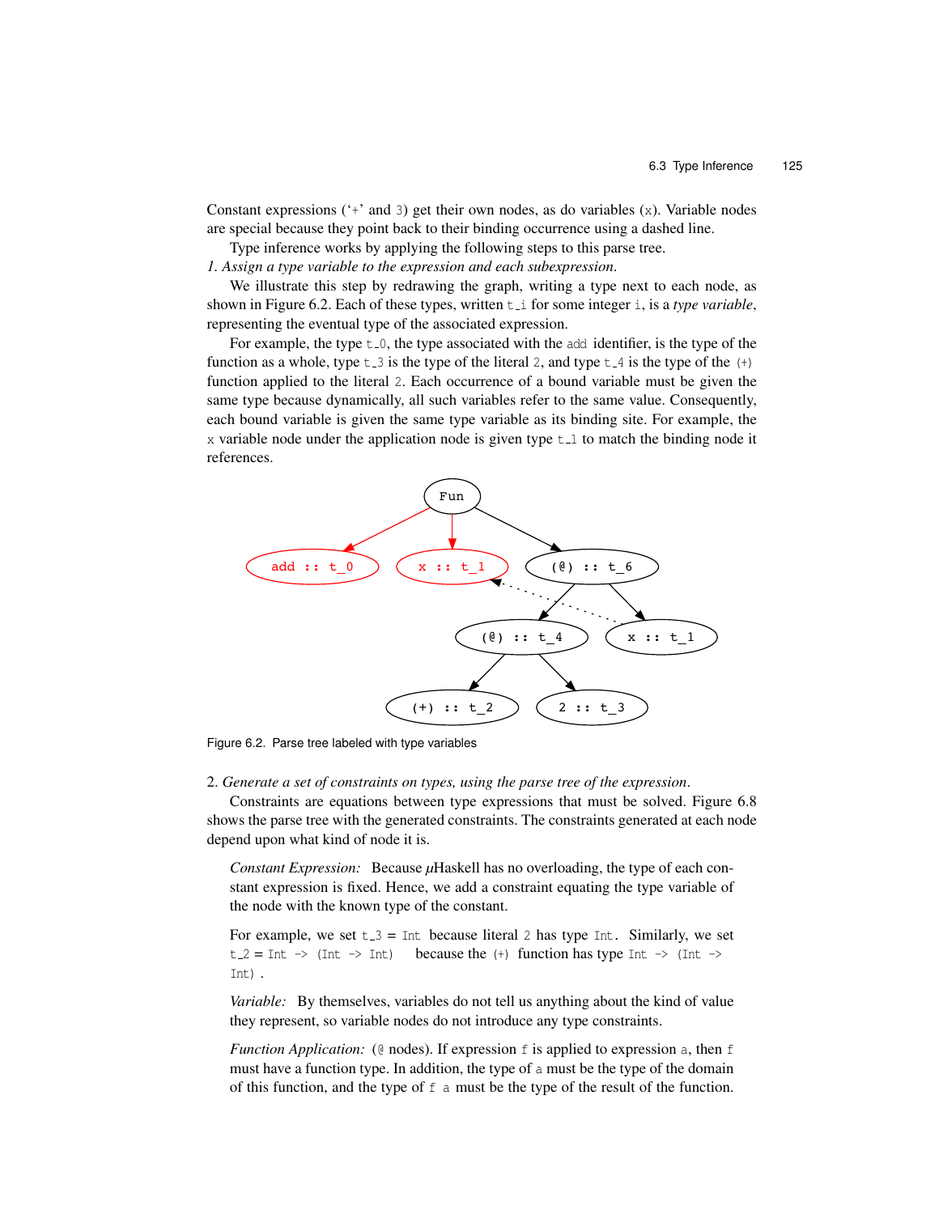Constant expressions ('+' and `3`) get their own nodes, as do variables (`x`). Variable nodes are special because they point back to their binding occurrence using a dashed line.

Type inference works by applying the following steps to this parse tree.

*1. Assign a type variable to the expression and each subexpression.*

We illustrate this step by redrawing the graph, writing a type next to each node, as shown in Figure 6.2. Each of these types, written `t_i` for some integer `i`, is a *type variable*, representing the eventual type of the associated expression.

For example, the type `t_0`, the type associated with the `add` identifier, is the type of the function as a whole, type `t_3` is the type of the literal `2`, and type `t_4` is the type of the `(+)` function applied to the literal `2`. Each occurrence of a bound variable must be given the same type because dynamically, all such variables refer to the same value. Consequently, each bound variable is given the same type variable as its binding site. For example, the `x` variable node under the application node is given type `t_1` to match the binding node it references.

Figure 6.2. Parse tree labeled with type variables

2. *Generate a set of constraints on types, using the parse tree of the expression.*

Constraints are equations between type expressions that must be solved. Figure 6.8 shows the parse tree with the generated constraints. The constraints generated at each node depend upon what kind of node it is.

> *Constant Expression:* Because μHaskell has no overloading, the type of each constant expression is fixed. Hence, we add a constraint equating the type variable of the node with the known type of the constant.
>
> For example, we set `t_3` = `Int` because literal `2` has type `Int`. Similarly, we set `t_2` = `Int -> (Int -> Int)` because the `(+)` function has type `Int -> (Int -> Int)`.
>
> *Variable:* By themselves, variables do not tell us anything about the kind of value they represent, so variable nodes do not introduce any type constraints.
>
> *Function Application:* (`@` nodes). If expression `f` is applied to expression `a`, then `f` must have a function type. In addition, the type of `a` must be the type of the domain of this function, and the type of `f a` must be the type of the result of the function.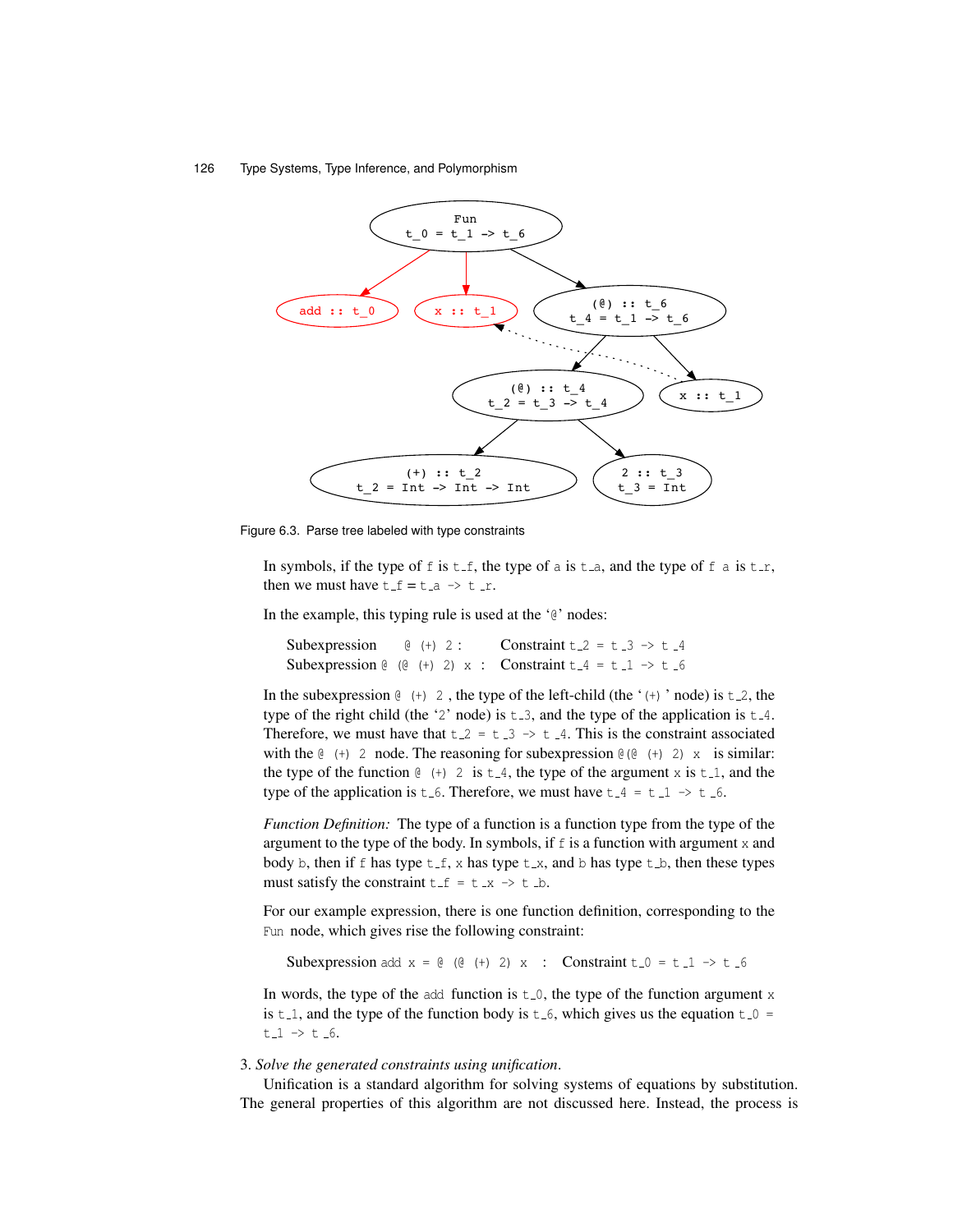Figure 6.3. Parse tree labeled with type constraints

In symbols, if the type of `f` is `t_f`, the type of `a` is `t_a`, and the type of `f a` is `t_r`, then we must have `t_f = t_a -> t_r`.

In the example, this typing rule is used at the '`@`' nodes:

Subexpression `@ (+) 2` : Constraint `t_2 = t_3 -> t_4`
Subexpression `@ (@ (+) 2) x` : Constraint `t_4 = t_1 -> t_6`

In the subexpression `@ (+) 2` , the type of the left-child (the '`(+)`' node) is `t_2`, the type of the right child (the '`2`' node) is `t_3`, and the type of the application is `t_4`. Therefore, we must have that `t_2 = t_3 -> t_4`. This is the constraint associated with the `@ (+) 2` node. The reasoning for subexpression `@(@ (+) 2) x` is similar: the type of the function `@ (+) 2` is `t_4`, the type of the argument `x` is `t_1`, and the type of the application is `t_6`. Therefore, we must have `t_4 = t_1 -> t_6`.

*Function Definition:* The type of a function is a function type from the type of the argument to the type of the body. In symbols, if `f` is a function with argument `x` and body `b`, then if `f` has type `t_f`, `x` has type `t_x`, and `b` has type `t_b`, then these types must satisfy the constraint `t_f = t_x -> t_b`.

For our example expression, there is one function definition, corresponding to the `Fun` node, which gives rise the following constraint:

Subexpression `add x = @ (@ (+) 2) x` : Constraint `t_0 = t_1 -> t_6`

In words, the type of the `add` function is `t_0`, the type of the function argument `x` is `t_1`, and the type of the function body is `t_6`, which gives us the equation `t_0 = t_1 -> t_6`.

3. *Solve the generated constraints using unification.*

Unification is a standard algorithm for solving systems of equations by substitution. The general properties of this algorithm are not discussed here. Instead, the process is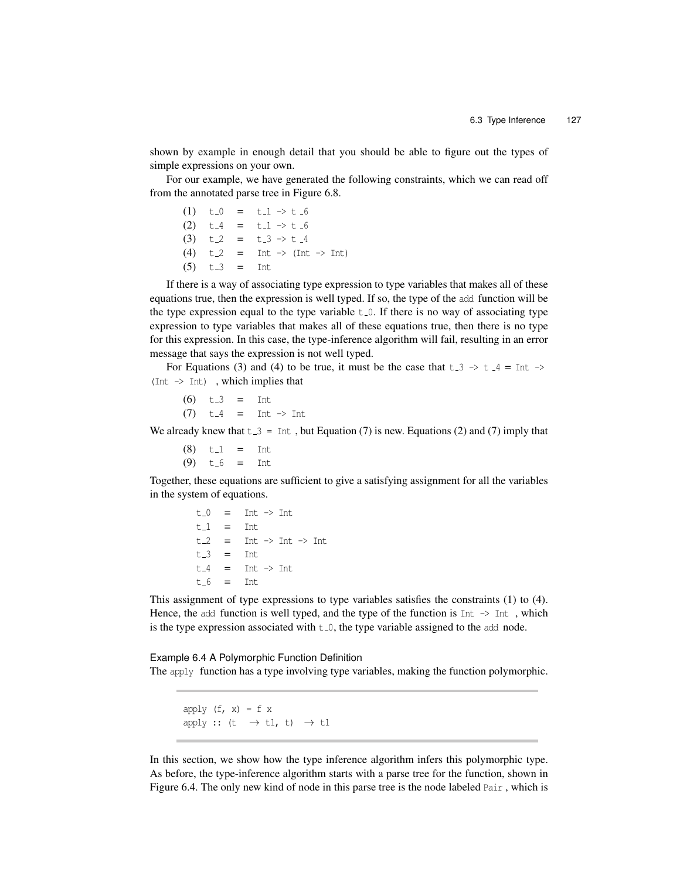shown by example in enough detail that you should be able to figure out the types of simple expressions on your own.

For our example, we have generated the following constraints, which we can read off from the annotated parse tree in Figure 6.8.

```
(1)  t_0  =  t_1 -> t_6
(2)  t_4  =  t_1 -> t_6
(3)  t_2  =  t_3 -> t_4
(4)  t_2  =  Int -> (Int -> Int)
(5)  t_3  =  Int
```

If there is a way of associating type expression to type variables that makes all of these equations true, then the expression is well typed. If so, the type of the `add` function will be the type expression equal to the type variable `t_0`. If there is no way of associating type expression to type variables that makes all of these equations true, then there is no type for this expression. In this case, the type-inference algorithm will fail, resulting in an error message that says the expression is not well typed.

For Equations (3) and (4) to be true, it must be the case that `t_3 -> t_4` = `Int -> (Int -> Int)`, which implies that

```
(6)  t_3  =  Int
(7)  t_4  =  Int -> Int
```

We already knew that `t_3 = Int`, but Equation (7) is new. Equations (2) and (7) imply that

```
(8)  t_1  =  Int
(9)  t_6  =  Int
```

Together, these equations are sufficient to give a satisfying assignment for all the variables in the system of equations.

```
t_0  =  Int -> Int
t_1  =  Int
t_2  =  Int -> Int -> Int
t_3  =  Int
t_4  =  Int -> Int
t_6  =  Int
```

This assignment of type expressions to type variables satisfies the constraints (1) to (4). Hence, the `add` function is well typed, and the type of the function is `Int -> Int`, which is the type expression associated with `t_0`, the type variable assigned to the `add` node.

### Example 6.4 A Polymorphic Function Definition

The `apply` function has a type involving type variables, making the function polymorphic.

```
apply (f, x) = f x
apply :: (t  → t1, t)  → t1
```

In this section, we show how the type inference algorithm infers this polymorphic type. As before, the type-inference algorithm starts with a parse tree for the function, shown in Figure 6.4. The only new kind of node in this parse tree is the node labeled `Pair`, which is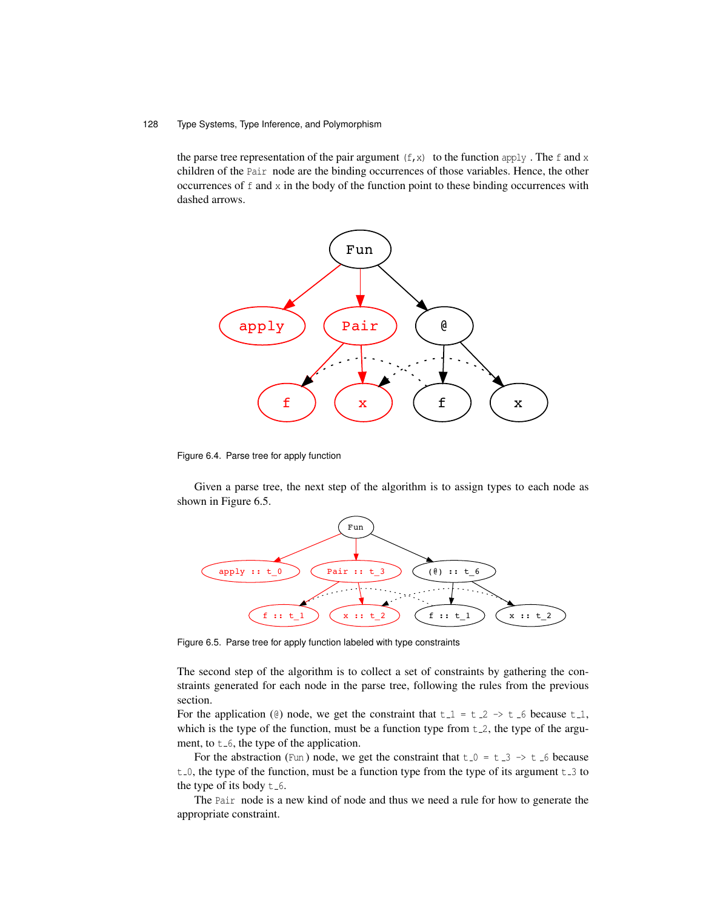the parse tree representation of the pair argument `(f,x)` to the function `apply`. The `f` and `x` children of the `Pair` node are the binding occurrences of those variables. Hence, the other occurrences of `f` and `x` in the body of the function point to these binding occurrences with dashed arrows.

Figure 6.4. Parse tree for apply function

Given a parse tree, the next step of the algorithm is to assign types to each node as shown in Figure 6.5.

Figure 6.5. Parse tree for apply function labeled with type constraints

The second step of the algorithm is to collect a set of constraints by gathering the constraints generated for each node in the parse tree, following the rules from the previous section.

For the application (`@`) node, we get the constraint that `t_1 = t_2 -> t_6` because `t_1`, which is the type of the function, must be a function type from `t_2`, the type of the argument, to `t_6`, the type of the application.

For the abstraction (`Fun`) node, we get the constraint that `t_0 = t_3 -> t_6` because `t_0`, the type of the function, must be a function type from the type of its argument `t_3` to the type of its body `t_6`.

The `Pair` node is a new kind of node and thus we need a rule for how to generate the appropriate constraint.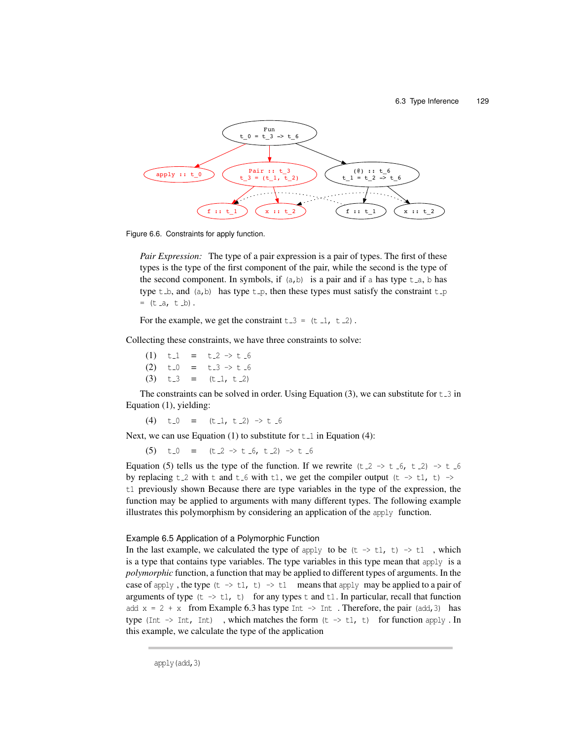Figure 6.6. Constraints for apply function.

*Pair Expression:* The type of a pair expression is a pair of types. The first of these types is the type of the first component of the pair, while the second is the type of the second component. In symbols, if `(a,b)` is a pair and if `a` has type `t_a`, `b` has type `t_b`, and `(a,b)` has type `t_p`, then these types must satisfy the constraint `t_p = (t_a, t_b)`.

For the example, we get the constraint `t_3 = (t_1, t_2)`.

Collecting these constraints, we have three constraints to solve:

```
(1)   t_1   =   t_2 -> t_6
(2)   t_0   =   t_3 -> t_6
(3)   t_3   =   (t_1, t_2)
```

The constraints can be solved in order. Using Equation (3), we can substitute for `t_3` in Equation (1), yielding:

```
(4)   t_0   =   (t_1, t_2) -> t_6
```

Next, we can use Equation (1) to substitute for `t_1` in Equation (4):

```
(5)   t_0   =   (t_2 -> t_6, t_2) -> t_6
```

Equation (5) tells us the type of the function. If we rewrite `(t_2 -> t_6, t_2) -> t_6` by replacing `t_2` with `t` and `t_6` with `t1`, we get the compiler output `(t -> t1, t) -> t1` previously shown Because there are type variables in the type of the expression, the function may be applied to arguments with many different types. The following example illustrates this polymorphism by considering an application of the `apply` function.

### Example 6.5 Application of a Polymorphic Function

In the last example, we calculated the type of `apply` to be `(t -> t1, t) -> t1`, which is a type that contains type variables. The type variables in this type mean that `apply` is a *polymorphic* function, a function that may be applied to different types of arguments. In the case of `apply`, the type `(t -> t1, t) -> t1` means that `apply` may be applied to a pair of arguments of type `(t -> t1, t)` for any types `t` and `t1`. In particular, recall that function `add x = 2 + x` from Example 6.3 has type `Int -> Int`. Therefore, the pair `(add,3)` has type `(Int -> Int, Int)`, which matches the form `(t -> t1, t)` for function `apply`. In this example, we calculate the type of the application

```
apply(add,3)
```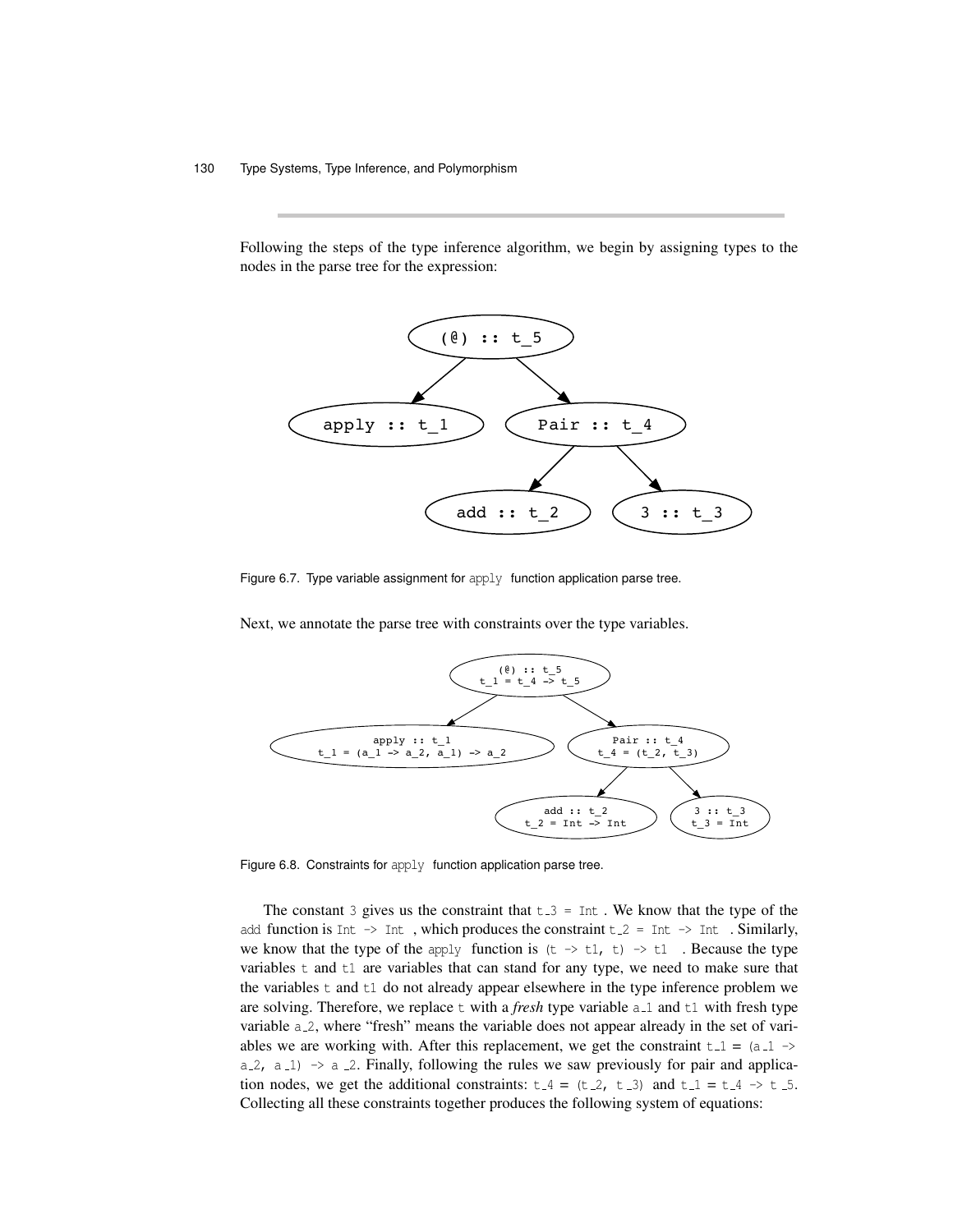Following the steps of the type inference algorithm, we begin by assigning types to the nodes in the parse tree for the expression:

```
            (@) :: t_5
           /          \
   apply :: t_1     Pair :: t_4
                    /        \
              add :: t_2    3 :: t_3
```

Figure 6.7. Type variable assignment for `apply` function application parse tree.

Next, we annotate the parse tree with constraints over the type variables.

```
                         (@) :: t_5
                      t_1 = t_4 -> t_5
                     /                \
           apply :: t_1                Pair :: t_4
   t_1 = (a_1 -> a_2, a_1) -> a_2     t_4 = (t_2, t_3)
                                      /            \
                               add :: t_2        3 :: t_3
                           t_2 = Int -> Int     t_3 = Int
```

Figure 6.8. Constraints for `apply` function application parse tree.

The constant `3` gives us the constraint that `t_3 = Int`. We know that the type of the `add` function is `Int -> Int`, which produces the constraint `t_2 = Int -> Int`. Similarly, we know that the type of the `apply` function is `(t -> t1, t) -> t1`. Because the type variables `t` and `t1` are variables that can stand for any type, we need to make sure that the variables `t` and `t1` do not already appear elsewhere in the type inference problem we are solving. Therefore, we replace `t` with a *fresh* type variable `a_1` and `t1` with fresh type variable `a_2`, where "fresh" means the variable does not appear already in the set of variables we are working with. After this replacement, we get the constraint `t_1 = (a_1 -> a_2, a_1) -> a_2`. Finally, following the rules we saw previously for pair and application nodes, we get the additional constraints: `t_4 = (t_2, t_3)` and `t_1 = t_4 -> t_5`. Collecting all these constraints together produces the following system of equations: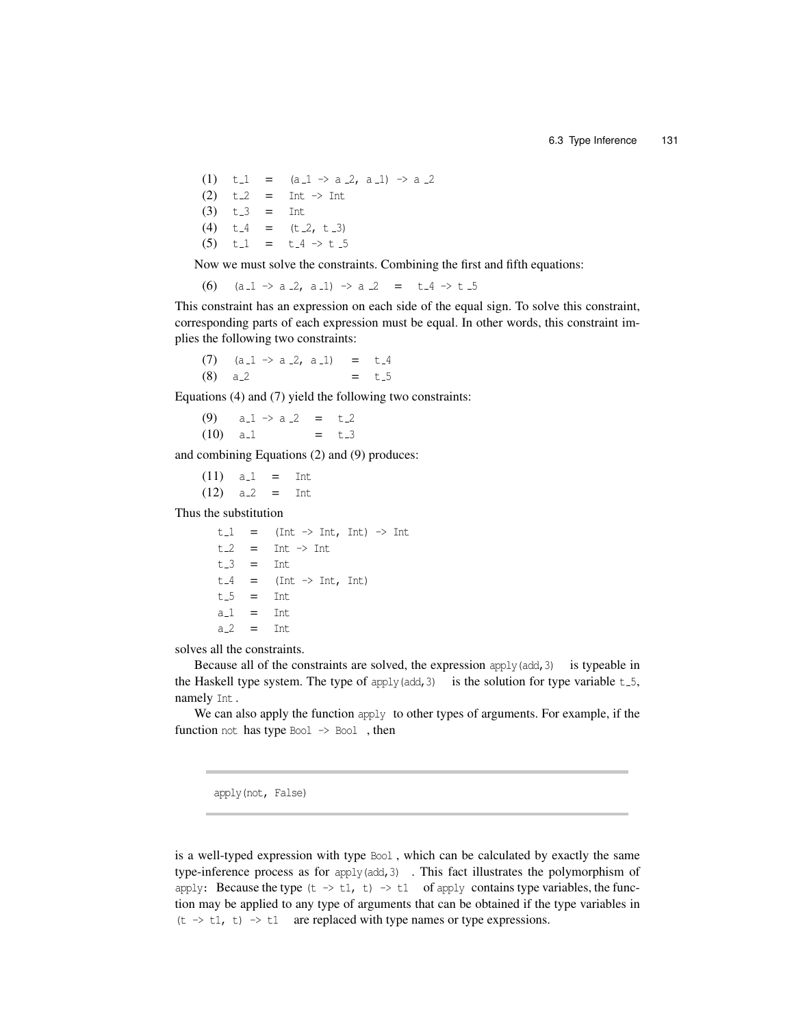(1) $t_1 = (a_1 \to a_2, a_1) \to a_2$
(2) $t_2 = \text{Int} \to \text{Int}$
(3) $t_3 = \text{Int}$
(4) $t_4 = (t_2, t_3)$
(5) $t_1 = t_4 \to t_5$

Now we must solve the constraints. Combining the first and fifth equations:

(6) $(a_1 \to a_2, a_1) \to a_2 = t_4 \to t_5$

This constraint has an expression on each side of the equal sign. To solve this constraint, corresponding parts of each expression must be equal. In other words, this constraint implies the following two constraints:

(7) $(a_1 \to a_2, a_1) = t_4$
(8) $a_2 = t_5$

Equations (4) and (7) yield the following two constraints:

(9) $a_1 \to a_2 = t_2$
(10) $a_1 = t_3$

and combining Equations (2) and (9) produces:

(11) $a_1 = \text{Int}$
(12) $a_2 = \text{Int}$

Thus the substitution

$$
\begin{aligned}
t_1 &= (\text{Int} \to \text{Int}, \text{Int}) \to \text{Int} \\
t_2 &= \text{Int} \to \text{Int} \\
t_3 &= \text{Int} \\
t_4 &= (\text{Int} \to \text{Int}, \text{Int}) \\
t_5 &= \text{Int} \\
a_1 &= \text{Int} \\
a_2 &= \text{Int}
\end{aligned}
$$

solves all the constraints.

Because all of the constraints are solved, the expression `apply(add,3)` is typeable in the Haskell type system. The type of `apply(add,3)` is the solution for type variable $t_5$, namely `Int`.

We can also apply the function `apply` to other types of arguments. For example, if the function `not` has type `Bool -> Bool`, then

```
apply(not, False)
```

is a well-typed expression with type `Bool`, which can be calculated by exactly the same type-inference process as for `apply(add,3)`. This fact illustrates the polymorphism of `apply`: Because the type `(t -> t1, t) -> t1` of `apply` contains type variables, the function may be applied to any type of arguments that can be obtained if the type variables in `(t -> t1, t) -> t1` are replaced with type names or type expressions.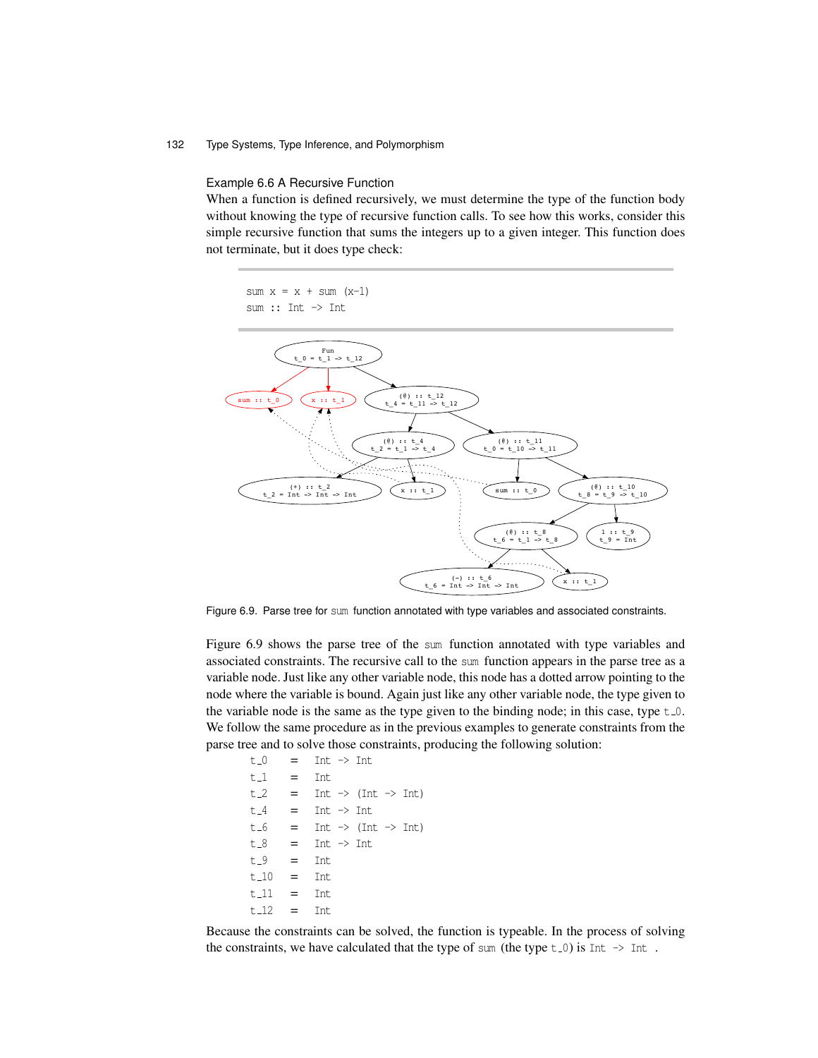### Example 6.6 A Recursive Function

When a function is defined recursively, we must determine the type of the function body without knowing the type of recursive function calls. To see how this works, consider this simple recursive function that sums the integers up to a given integer. This function does not terminate, but it does type check:

```
sum x = x + sum (x-1)
sum :: Int -> Int
```

Figure 6.9. Parse tree for sum function annotated with type variables and associated constraints.

Figure 6.9 shows the parse tree of the sum function annotated with type variables and associated constraints. The recursive call to the sum function appears in the parse tree as a variable node. Just like any other variable node, this node has a dotted arrow pointing to the node where the variable is bound. Again just like any other variable node, the type given to the variable node is the same as the type given to the binding node; in this case, type $t\_0$. We follow the same procedure as in the previous examples to generate constraints from the parse tree and to solve those constraints, producing the following solution:

```
t_0  =  Int -> Int
t_1  =  Int
t_2  =  Int -> (Int -> Int)
t_4  =  Int -> Int
t_6  =  Int -> (Int -> Int)
t_8  =  Int -> Int
t_9  =  Int
t_10 =  Int
t_11 =  Int
t_12 =  Int
```

Because the constraints can be solved, the function is typeable. In the process of solving the constraints, we have calculated that the type of sum (the type $t\_0$) is Int -> Int.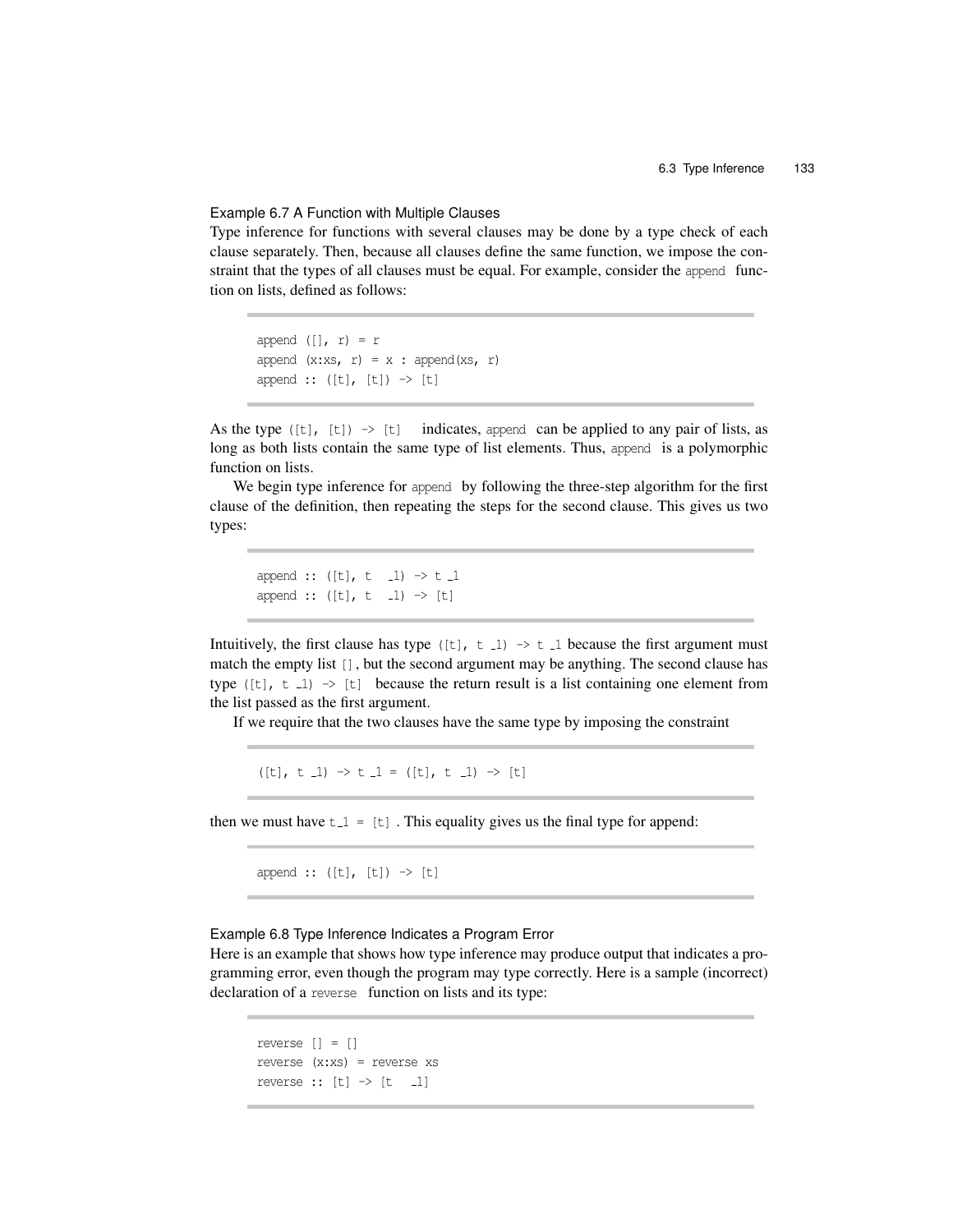Example 6.7 A Function with Multiple Clauses

Type inference for functions with several clauses may be done by a type check of each clause separately. Then, because all clauses define the same function, we impose the constraint that the types of all clauses must be equal. For example, consider the `append` function on lists, defined as follows:

```
append ([], r) = r
append (x:xs, r) = x : append(xs, r)
append :: ([t], [t]) -> [t]
```

As the type `([t], [t]) -> [t]` indicates, `append` can be applied to any pair of lists, as long as both lists contain the same type of list elements. Thus, `append` is a polymorphic function on lists.

We begin type inference for `append` by following the three-step algorithm for the first clause of the definition, then repeating the steps for the second clause. This gives us two types:

```
append :: ([t], t_1) -> t_1
append :: ([t], t_1) -> [t]
```

Intuitively, the first clause has type `([t], t_1) -> t_1` because the first argument must match the empty list `[]`, but the second argument may be anything. The second clause has type `([t], t_1) -> [t]` because the return result is a list containing one element from the list passed as the first argument.

If we require that the two clauses have the same type by imposing the constraint

```
([t], t_1) -> t_1 = ([t], t_1) -> [t]
```

then we must have `t_1 = [t]`. This equality gives us the final type for append:

```
append :: ([t], [t]) -> [t]
```

Example 6.8 Type Inference Indicates a Program Error

Here is an example that shows how type inference may produce output that indicates a programming error, even though the program may type correctly. Here is a sample (incorrect) declaration of a `reverse` function on lists and its type:

```
reverse [] = []
reverse (x:xs) = reverse xs
reverse :: [t] -> [t_1]
```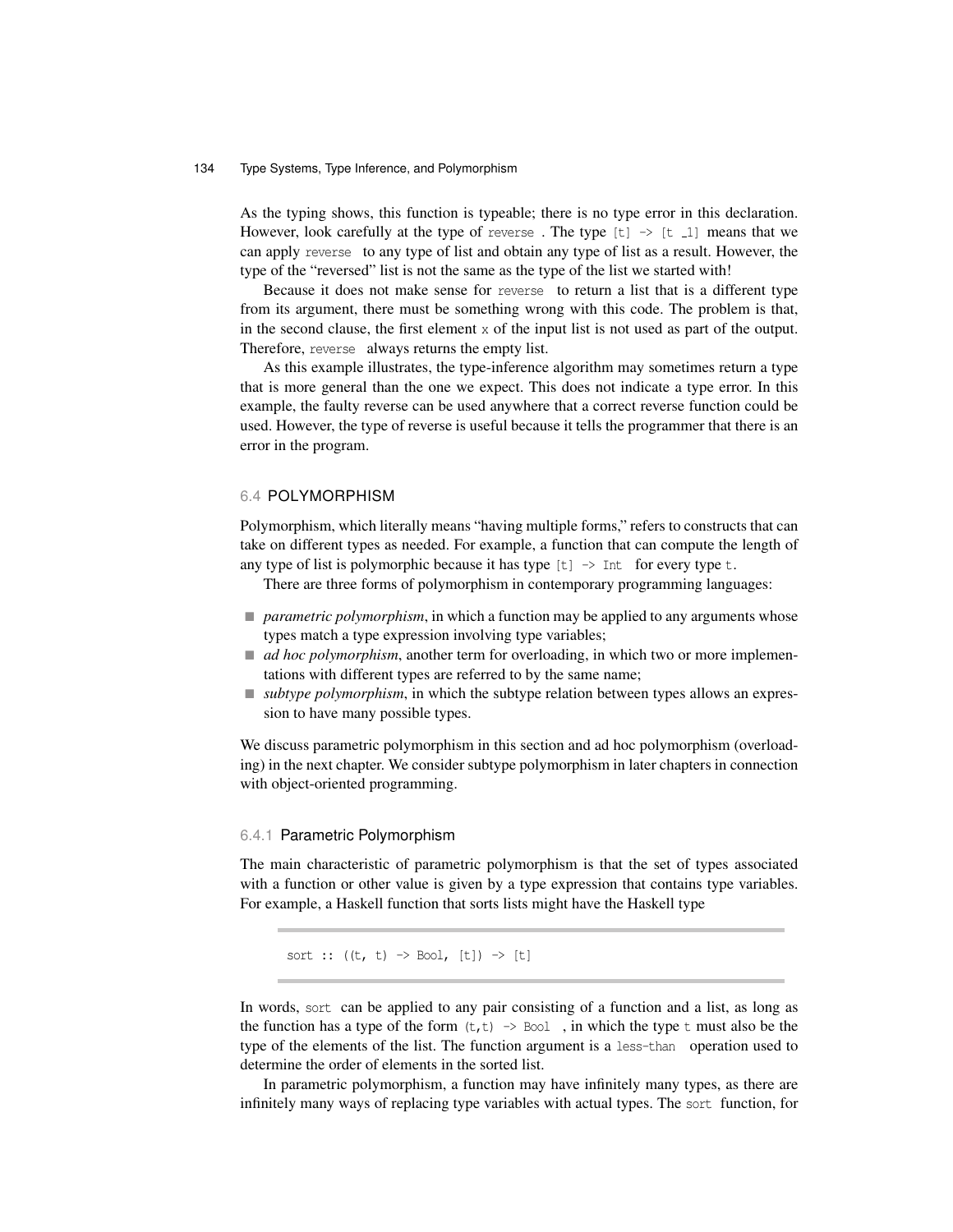As the typing shows, this function is typeable; there is no type error in this declaration. However, look carefully at the type of `reverse`. The type `[t] -> [t_1]` means that we can apply `reverse` to any type of list and obtain any type of list as a result. However, the type of the "reversed" list is not the same as the type of the list we started with!

Because it does not make sense for `reverse` to return a list that is a different type from its argument, there must be something wrong with this code. The problem is that, in the second clause, the first element `x` of the input list is not used as part of the output. Therefore, `reverse` always returns the empty list.

As this example illustrates, the type-inference algorithm may sometimes return a type that is more general than the one we expect. This does not indicate a type error. In this example, the faulty reverse can be used anywhere that a correct reverse function could be used. However, the type of reverse is useful because it tells the programmer that there is an error in the program.

## 6.4 POLYMORPHISM

Polymorphism, which literally means "having multiple forms," refers to constructs that can take on different types as needed. For example, a function that can compute the length of any type of list is polymorphic because it has type `[t] -> Int` for every type `t`.

There are three forms of polymorphism in contemporary programming languages:

- *parametric polymorphism*, in which a function may be applied to any arguments whose types match a type expression involving type variables;
- *ad hoc polymorphism*, another term for overloading, in which two or more implementations with different types are referred to by the same name;
- *subtype polymorphism*, in which the subtype relation between types allows an expression to have many possible types.

We discuss parametric polymorphism in this section and ad hoc polymorphism (overloading) in the next chapter. We consider subtype polymorphism in later chapters in connection with object-oriented programming.

### 6.4.1 Parametric Polymorphism

The main characteristic of parametric polymorphism is that the set of types associated with a function or other value is given by a type expression that contains type variables. For example, a Haskell function that sorts lists might have the Haskell type

```
sort :: ((t, t) -> Bool, [t]) -> [t]
```

In words, `sort` can be applied to any pair consisting of a function and a list, as long as the function has a type of the form `(t,t) -> Bool`, in which the type `t` must also be the type of the elements of the list. The function argument is a `less-than` operation used to determine the order of elements in the sorted list.

In parametric polymorphism, a function may have infinitely many types, as there are infinitely many ways of replacing type variables with actual types. The `sort` function, for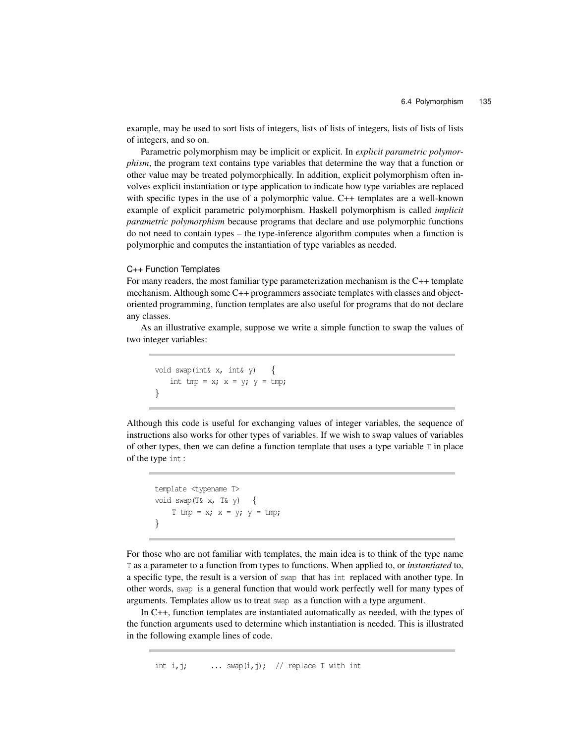example, may be used to sort lists of integers, lists of lists of integers, lists of lists of lists of integers, and so on.

Parametric polymorphism may be implicit or explicit. In *explicit parametric polymorphism*, the program text contains type variables that determine the way that a function or other value may be treated polymorphically. In addition, explicit polymorphism often involves explicit instantiation or type application to indicate how type variables are replaced with specific types in the use of a polymorphic value. C++ templates are a well-known example of explicit parametric polymorphism. Haskell polymorphism is called *implicit parametric polymorphism* because programs that declare and use polymorphic functions do not need to contain types – the type-inference algorithm computes when a function is polymorphic and computes the instantiation of type variables as needed.

### C++ Function Templates

For many readers, the most familiar type parameterization mechanism is the C++ template mechanism. Although some C++ programmers associate templates with classes and object-oriented programming, function templates are also useful for programs that do not declare any classes.

As an illustrative example, suppose we write a simple function to swap the values of two integer variables:

```
void swap(int& x, int& y)   {
    int tmp = x; x = y; y = tmp;
}
```

Although this code is useful for exchanging values of integer variables, the sequence of instructions also works for other types of variables. If we wish to swap values of variables of other types, then we can define a function template that uses a type variable `T` in place of the type `int`:

```
template <typename T>
void swap(T& x, T& y)   {
    T tmp = x; x = y; y = tmp;
}
```

For those who are not familiar with templates, the main idea is to think of the type name `T` as a parameter to a function from types to functions. When applied to, or *instantiated* to, a specific type, the result is a version of `swap` that has `int` replaced with another type. In other words, `swap` is a general function that would work perfectly well for many types of arguments. Templates allow us to treat `swap` as a function with a type argument.

In C++, function templates are instantiated automatically as needed, with the types of the function arguments used to determine which instantiation is needed. This is illustrated in the following example lines of code.

```
int i,j;      ... swap(i,j);  // replace T with int
```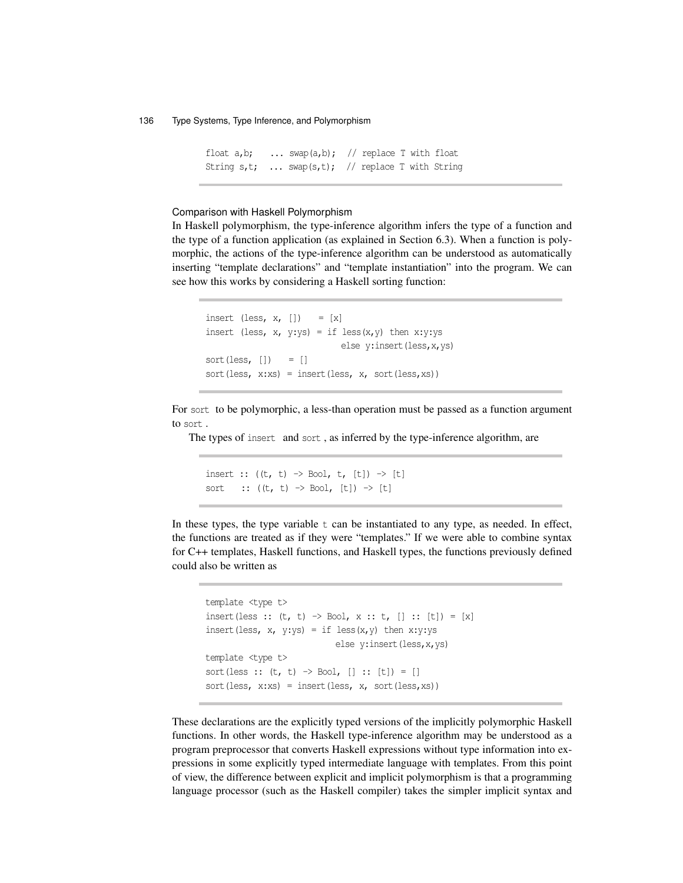```
float a,b;   ... swap(a,b);  // replace T with float
String s,t;  ... swap(s,t);  // replace T with String
```

### Comparison with Haskell Polymorphism

In Haskell polymorphism, the type-inference algorithm infers the type of a function and the type of a function application (as explained in Section 6.3). When a function is polymorphic, the actions of the type-inference algorithm can be understood as automatically inserting "template declarations" and "template instantiation" into the program. We can see how this works by considering a Haskell sorting function:

```
insert (less, x, [])   = [x]
insert (less, x, y:ys) = if less(x,y) then x:y:ys
                         else y:insert(less,x,ys)
sort(less, [])   = []
sort(less, x:xs) = insert(less, x, sort(less,xs))
```

For `sort` to be polymorphic, a less-than operation must be passed as a function argument to `sort`.

The types of `insert` and `sort`, as inferred by the type-inference algorithm, are

```
insert :: ((t, t) -> Bool, t, [t]) -> [t]
sort   :: ((t, t) -> Bool, [t]) -> [t]
```

In these types, the type variable `t` can be instantiated to any type, as needed. In effect, the functions are treated as if they were "templates." If we were able to combine syntax for C++ templates, Haskell functions, and Haskell types, the functions previously defined could also be written as

```
template <type t>
insert(less :: (t, t) -> Bool, x :: t, [] :: [t]) = [x]
insert(less, x, y:ys) = if less(x,y) then x:y:ys
                        else y:insert(less,x,ys)
template <type t>
sort(less :: (t, t) -> Bool, [] :: [t]) = []
sort(less, x:xs) = insert(less, x, sort(less,xs))
```

These declarations are the explicitly typed versions of the implicitly polymorphic Haskell functions. In other words, the Haskell type-inference algorithm may be understood as a program preprocessor that converts Haskell expressions without type information into expressions in some explicitly typed intermediate language with templates. From this point of view, the difference between explicit and implicit polymorphism is that a programming language processor (such as the Haskell compiler) takes the simpler implicit syntax and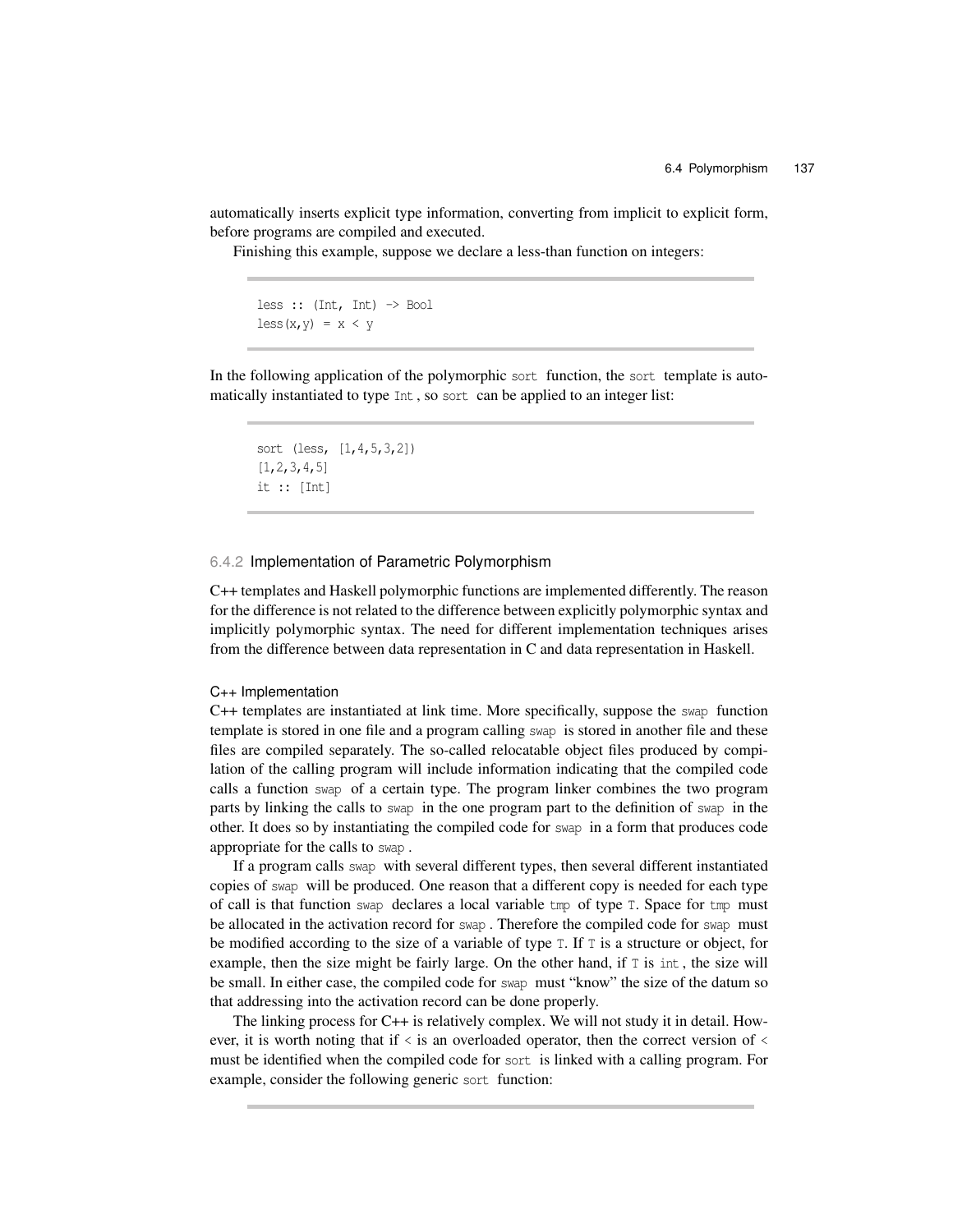automatically inserts explicit type information, converting from implicit to explicit form, before programs are compiled and executed.

Finishing this example, suppose we declare a less-than function on integers:

```
less :: (Int, Int) -> Bool
less(x,y) = x < y
```

In the following application of the polymorphic `sort` function, the `sort` template is automatically instantiated to type `Int`, so `sort` can be applied to an integer list:

```
sort (less, [1,4,5,3,2])
[1,2,3,4,5]
it :: [Int]
```

### 6.4.2 Implementation of Parametric Polymorphism

C++ templates and Haskell polymorphic functions are implemented differently. The reason for the difference is not related to the difference between explicitly polymorphic syntax and implicitly polymorphic syntax. The need for different implementation techniques arises from the difference between data representation in C and data representation in Haskell.

#### C++ Implementation

C++ templates are instantiated at link time. More specifically, suppose the `swap` function template is stored in one file and a program calling `swap` is stored in another file and these files are compiled separately. The so-called relocatable object files produced by compilation of the calling program will include information indicating that the compiled code calls a function `swap` of a certain type. The program linker combines the two program parts by linking the calls to `swap` in the one program part to the definition of `swap` in the other. It does so by instantiating the compiled code for `swap` in a form that produces code appropriate for the calls to `swap`.

If a program calls `swap` with several different types, then several different instantiated copies of `swap` will be produced. One reason that a different copy is needed for each type of call is that function `swap` declares a local variable `tmp` of type `T`. Space for `tmp` must be allocated in the activation record for `swap`. Therefore the compiled code for `swap` must be modified according to the size of a variable of type `T`. If `T` is a structure or object, for example, then the size might be fairly large. On the other hand, if `T` is `int`, the size will be small. In either case, the compiled code for `swap` must "know" the size of the datum so that addressing into the activation record can be done properly.

The linking process for C++ is relatively complex. We will not study it in detail. However, it is worth noting that if `<` is an overloaded operator, then the correct version of `<` must be identified when the compiled code for `sort` is linked with a calling program. For example, consider the following generic `sort` function: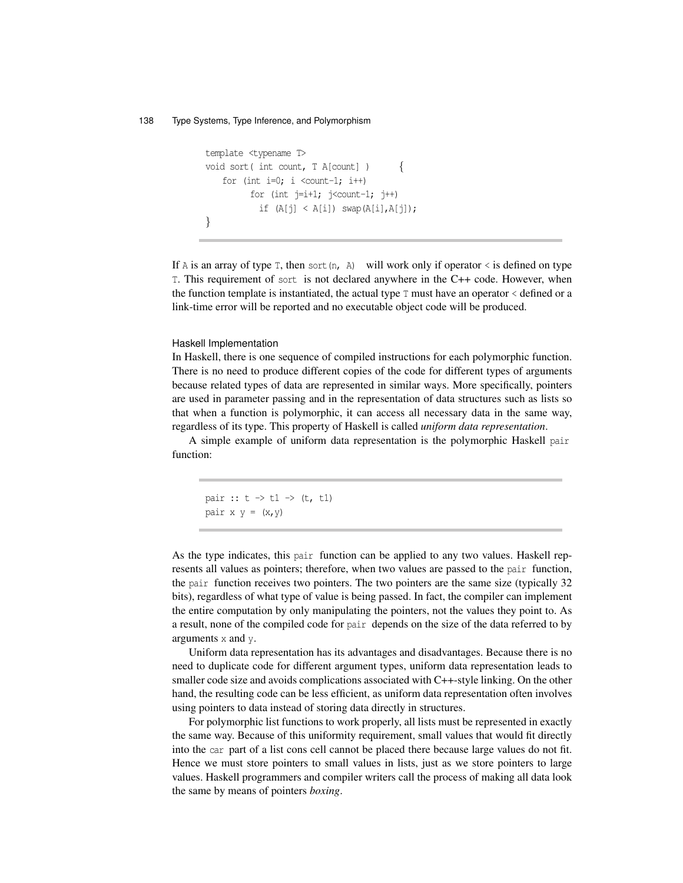```
template <typename T>
void sort( int count, T A[count] )      {
    for (int i=0; i <count-1; i++)
        for (int j=i+1; j<count-1; j++)
          if (A[j] < A[i]) swap(A[i],A[j]);
}
```

If `A` is an array of type `T`, then `sort(n, A)` will work only if operator `<` is defined on type `T`. This requirement of `sort` is not declared anywhere in the C++ code. However, when the function template is instantiated, the actual type `T` must have an operator `<` defined or a link-time error will be reported and no executable object code will be produced.

### Haskell Implementation

In Haskell, there is one sequence of compiled instructions for each polymorphic function. There is no need to produce different copies of the code for different types of arguments because related types of data are represented in similar ways. More specifically, pointers are used in parameter passing and in the representation of data structures such as lists so that when a function is polymorphic, it can access all necessary data in the same way, regardless of its type. This property of Haskell is called *uniform data representation*.

A simple example of uniform data representation is the polymorphic Haskell `pair` function:

```
pair :: t -> t1 -> (t, t1)
pair x y = (x,y)
```

As the type indicates, this `pair` function can be applied to any two values. Haskell represents all values as pointers; therefore, when two values are passed to the `pair` function, the `pair` function receives two pointers. The two pointers are the same size (typically 32 bits), regardless of what type of value is being passed. In fact, the compiler can implement the entire computation by only manipulating the pointers, not the values they point to. As a result, none of the compiled code for `pair` depends on the size of the data referred to by arguments `x` and `y`.

Uniform data representation has its advantages and disadvantages. Because there is no need to duplicate code for different argument types, uniform data representation leads to smaller code size and avoids complications associated with C++-style linking. On the other hand, the resulting code can be less efficient, as uniform data representation often involves using pointers to data instead of storing data directly in structures.

For polymorphic list functions to work properly, all lists must be represented in exactly the same way. Because of this uniformity requirement, small values that would fit directly into the `car` part of a list cons cell cannot be placed there because large values do not fit. Hence we must store pointers to small values in lists, just as we store pointers to large values. Haskell programmers and compiler writers call the process of making all data look the same by means of pointers *boxing*.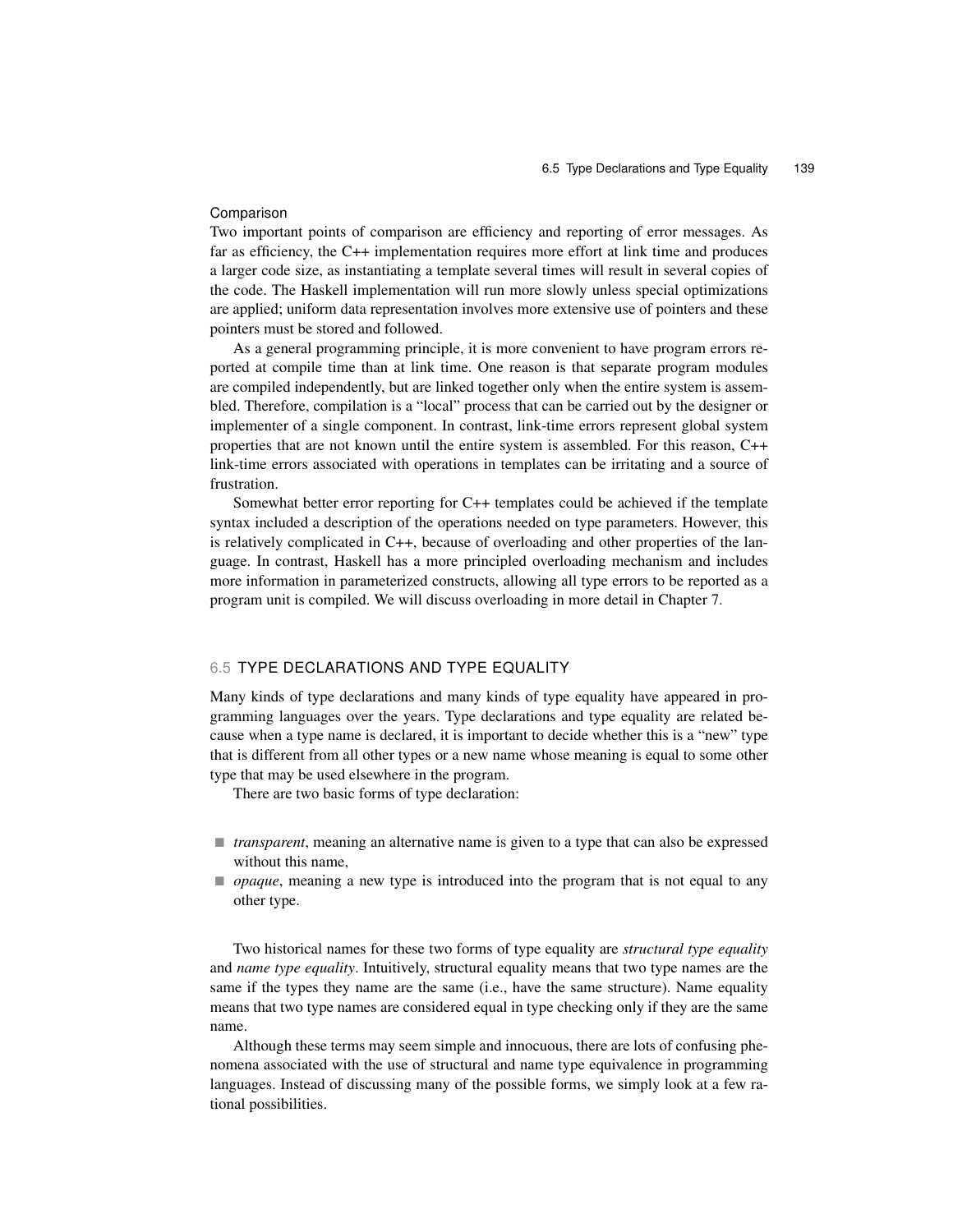### Comparison

Two important points of comparison are efficiency and reporting of error messages. As far as efficiency, the C++ implementation requires more effort at link time and produces a larger code size, as instantiating a template several times will result in several copies of the code. The Haskell implementation will run more slowly unless special optimizations are applied; uniform data representation involves more extensive use of pointers and these pointers must be stored and followed.

As a general programming principle, it is more convenient to have program errors reported at compile time than at link time. One reason is that separate program modules are compiled independently, but are linked together only when the entire system is assembled. Therefore, compilation is a "local" process that can be carried out by the designer or implementer of a single component. In contrast, link-time errors represent global system properties that are not known until the entire system is assembled. For this reason, C++ link-time errors associated with operations in templates can be irritating and a source of frustration.

Somewhat better error reporting for C++ templates could be achieved if the template syntax included a description of the operations needed on type parameters. However, this is relatively complicated in C++, because of overloading and other properties of the language. In contrast, Haskell has a more principled overloading mechanism and includes more information in parameterized constructs, allowing all type errors to be reported as a program unit is compiled. We will discuss overloading in more detail in Chapter 7.

## 6.5 TYPE DECLARATIONS AND TYPE EQUALITY

Many kinds of type declarations and many kinds of type equality have appeared in programming languages over the years. Type declarations and type equality are related because when a type name is declared, it is important to decide whether this is a "new" type that is different from all other types or a new name whose meaning is equal to some other type that may be used elsewhere in the program.

There are two basic forms of type declaration:

- *transparent*, meaning an alternative name is given to a type that can also be expressed without this name,
- *opaque*, meaning a new type is introduced into the program that is not equal to any other type.

Two historical names for these two forms of type equality are *structural type equality* and *name type equality*. Intuitively, structural equality means that two type names are the same if the types they name are the same (i.e., have the same structure). Name equality means that two type names are considered equal in type checking only if they are the same name.

Although these terms may seem simple and innocuous, there are lots of confusing phenomena associated with the use of structural and name type equivalence in programming languages. Instead of discussing many of the possible forms, we simply look at a few rational possibilities.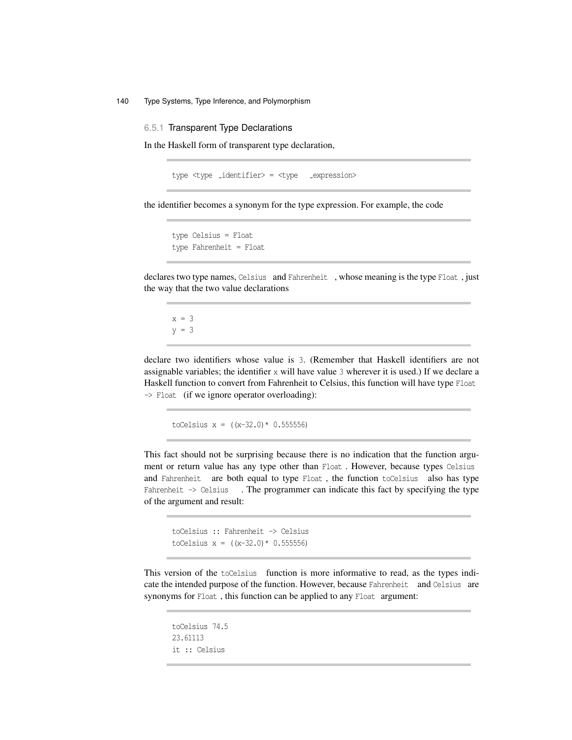### 6.5.1 Transparent Type Declarations

In the Haskell form of transparent type declaration,

```
type <type _identifier> = <type _expression>
```

the identifier becomes a synonym for the type expression. For example, the code

```
type Celsius = Float
type Fahrenheit = Float
```

declares two type names, `Celsius` and `Fahrenheit`, whose meaning is the type `Float`, just the way that the two value declarations

```
x = 3
y = 3
```

declare two identifiers whose value is `3`. (Remember that Haskell identifiers are not assignable variables; the identifier `x` will have value `3` wherever it is used.) If we declare a Haskell function to convert from Fahrenheit to Celsius, this function will have type `Float -> Float` (if we ignore operator overloading):

```
toCelsius x = ((x-32.0)* 0.555556)
```

This fact should not be surprising because there is no indication that the function argument or return value has any type other than `Float`. However, because types `Celsius` and `Fahrenheit` are both equal to type `Float`, the function `toCelsius` also has type `Fahrenheit -> Celsius`. The programmer can indicate this fact by specifying the type of the argument and result:

```
toCelsius :: Fahrenheit -> Celsius
toCelsius x = ((x-32.0)* 0.555556)
```

This version of the `toCelsius` function is more informative to read, as the types indicate the intended purpose of the function. However, because `Fahrenheit` and `Celsius` are synonyms for `Float`, this function can be applied to any `Float` argument:

```
toCelsius 74.5
23.61113
it :: Celsius
```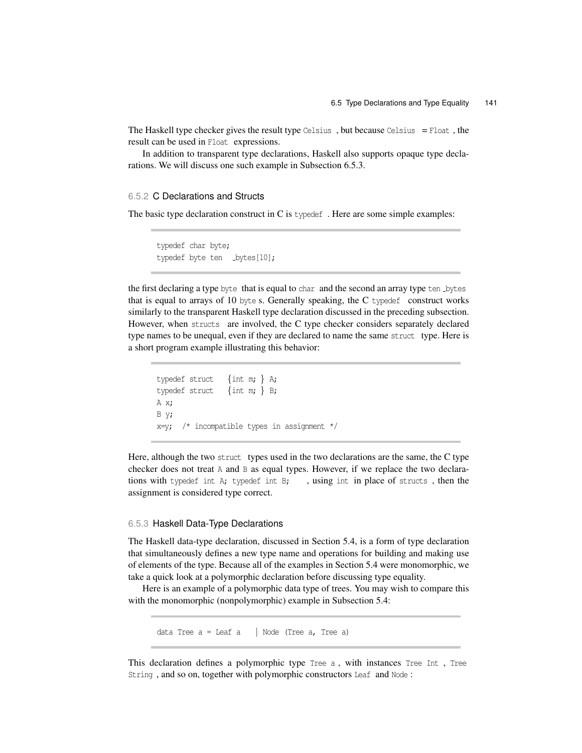The Haskell type checker gives the result type `Celsius`, but because `Celsius = Float`, the result can be used in `Float` expressions.

In addition to transparent type declarations, Haskell also supports opaque type declarations. We will discuss one such example in Subsection 6.5.3.

### 6.5.2 C Declarations and Structs

The basic type declaration construct in C is `typedef`. Here are some simple examples:

```
typedef char byte;
typedef byte ten_bytes[10];
```

the first declaring a type `byte` that is equal to `char` and the second an array type `ten_bytes` that is equal to arrays of 10 `byte`s. Generally speaking, the C `typedef` construct works similarly to the transparent Haskell type declaration discussed in the preceding subsection. However, when `structs` are involved, the C type checker considers separately declared type names to be unequal, even if they are declared to name the same `struct` type. Here is a short program example illustrating this behavior:

```
typedef struct {int m; } A;
typedef struct {int m; } B;
A x;
B y;
x=y;  /* incompatible types in assignment */
```

Here, although the two `struct` types used in the two declarations are the same, the C type checker does not treat `A` and `B` as equal types. However, if we replace the two declarations with `typedef int A; typedef int B;`, using `int` in place of `structs`, then the assignment is considered type correct.

### 6.5.3 Haskell Data-Type Declarations

The Haskell data-type declaration, discussed in Section 5.4, is a form of type declaration that simultaneously defines a new type name and operations for building and making use of elements of the type. Because all of the examples in Section 5.4 were monomorphic, we take a quick look at a polymorphic declaration before discussing type equality.

Here is an example of a polymorphic data type of trees. You may wish to compare this with the monomorphic (nonpolymorphic) example in Subsection 5.4:

```
data Tree a = Leaf a | Node (Tree a, Tree a)
```

This declaration defines a polymorphic type `Tree a`, with instances `Tree Int`, `Tree String`, and so on, together with polymorphic constructors `Leaf` and `Node`: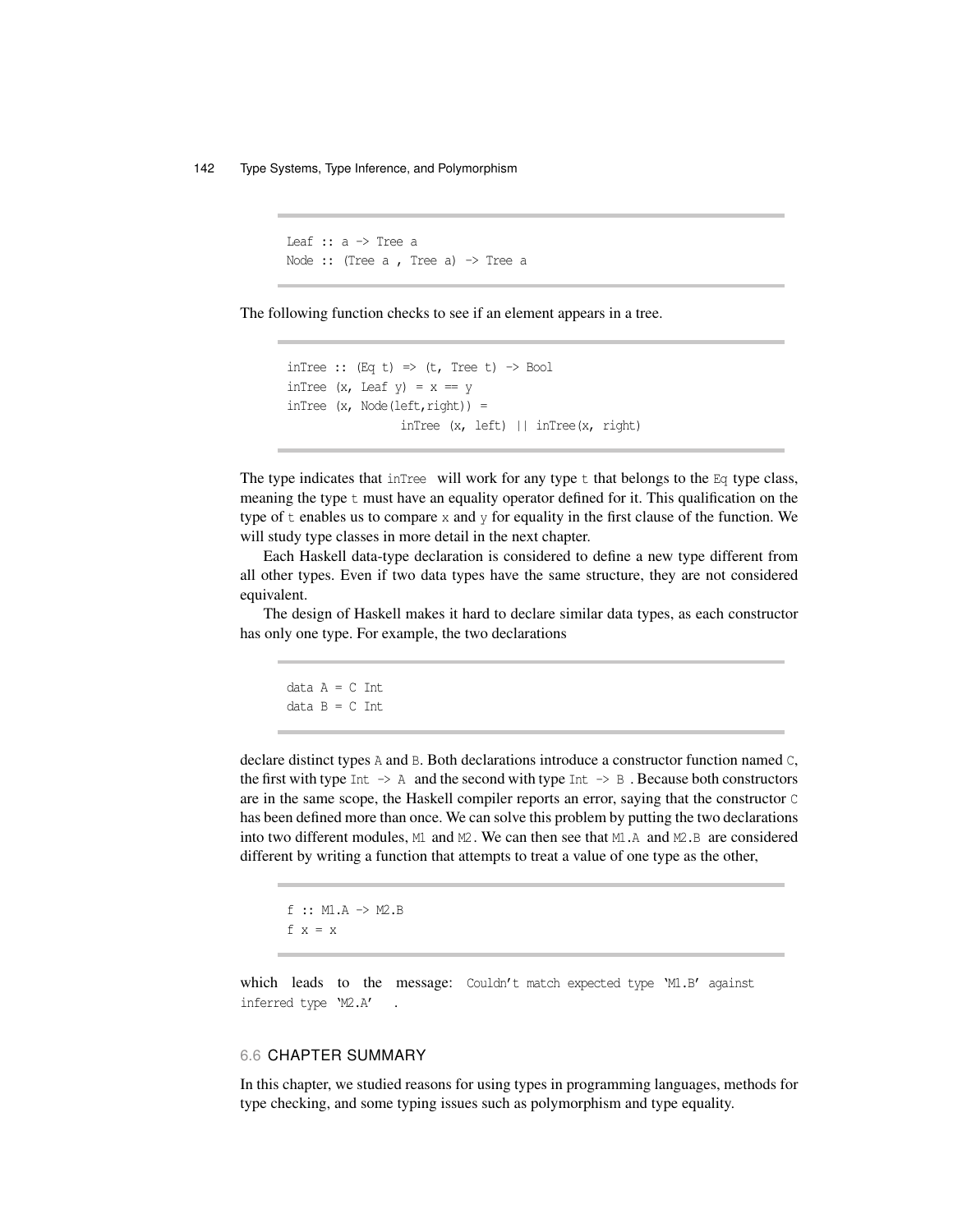```
Leaf :: a -> Tree a
Node :: (Tree a , Tree a) -> Tree a
```

The following function checks to see if an element appears in a tree.

```
inTree :: (Eq t) => (t, Tree t) -> Bool
inTree (x, Leaf y) = x == y
inTree (x, Node(left,right)) =
                inTree (x, left) || inTree(x, right)
```

The type indicates that `inTree` will work for any type `t` that belongs to the `Eq` type class, meaning the type `t` must have an equality operator defined for it. This qualification on the type of `t` enables us to compare `x` and `y` for equality in the first clause of the function. We will study type classes in more detail in the next chapter.

Each Haskell data-type declaration is considered to define a new type different from all other types. Even if two data types have the same structure, they are not considered equivalent.

The design of Haskell makes it hard to declare similar data types, as each constructor has only one type. For example, the two declarations

```
data A = C Int
data B = C Int
```

declare distinct types `A` and `B`. Both declarations introduce a constructor function named `C`, the first with type `Int -> A` and the second with type `Int -> B`. Because both constructors are in the same scope, the Haskell compiler reports an error, saying that the constructor `C` has been defined more than once. We can solve this problem by putting the two declarations into two different modules, `M1` and `M2`. We can then see that `M1.A` and `M2.B` are considered different by writing a function that attempts to treat a value of one type as the other,

```
f :: M1.A -> M2.B
f x = x
```

which leads to the message: `Couldn't match expected type 'M1.B' against inferred type 'M2.A'` .

## 6.6 CHAPTER SUMMARY

In this chapter, we studied reasons for using types in programming languages, methods for type checking, and some typing issues such as polymorphism and type equality.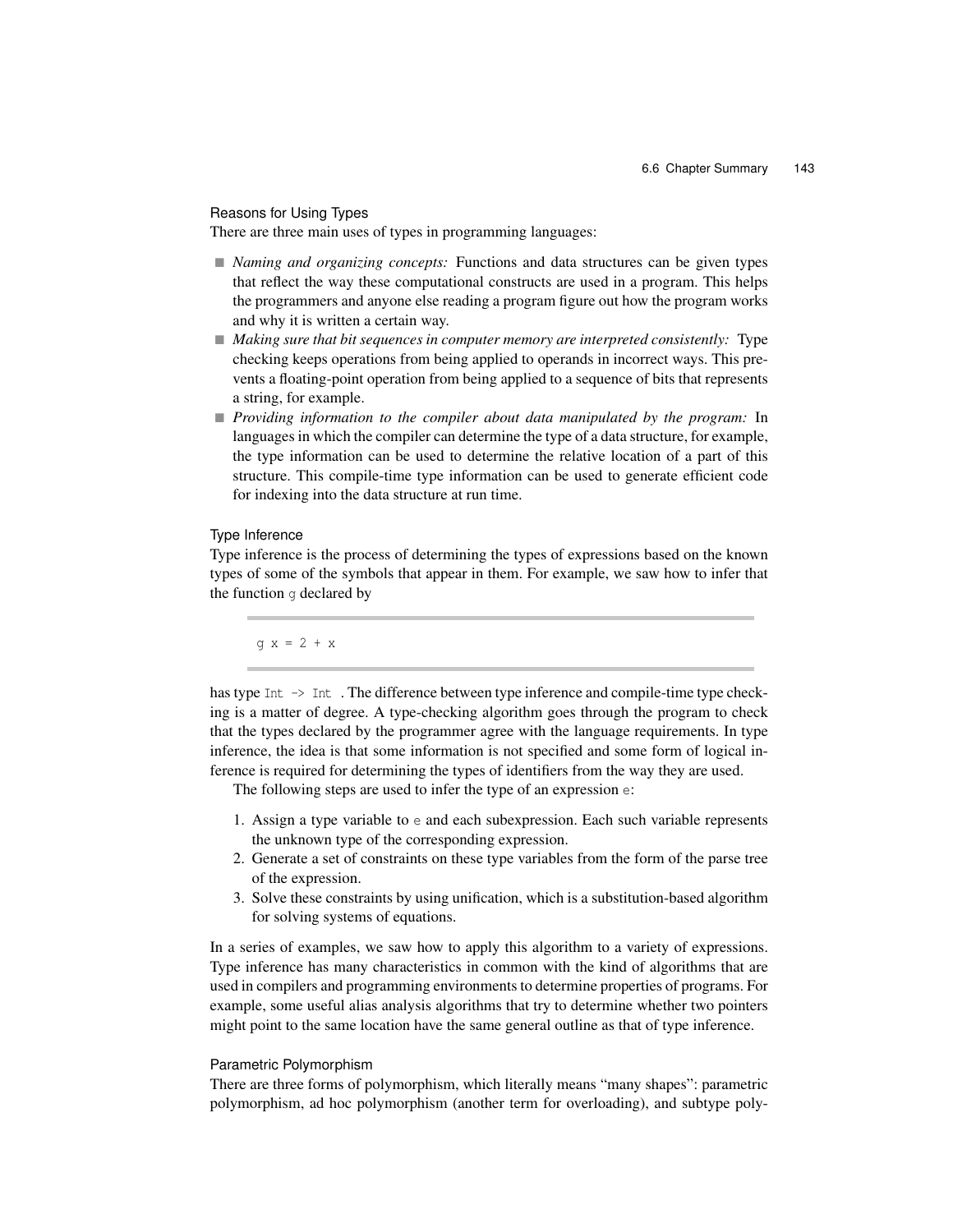### Reasons for Using Types

There are three main uses of types in programming languages:

- *Naming and organizing concepts:* Functions and data structures can be given types that reflect the way these computational constructs are used in a program. This helps the programmers and anyone else reading a program figure out how the program works and why it is written a certain way.
- *Making sure that bit sequences in computer memory are interpreted consistently:* Type checking keeps operations from being applied to operands in incorrect ways. This prevents a floating-point operation from being applied to a sequence of bits that represents a string, for example.
- *Providing information to the compiler about data manipulated by the program:* In languages in which the compiler can determine the type of a data structure, for example, the type information can be used to determine the relative location of a part of this structure. This compile-time type information can be used to generate efficient code for indexing into the data structure at run time.

### Type Inference

Type inference is the process of determining the types of expressions based on the known types of some of the symbols that appear in them. For example, we saw how to infer that the function `g` declared by

```
g x = 2 + x
```

has type `Int -> Int` . The difference between type inference and compile-time type checking is a matter of degree. A type-checking algorithm goes through the program to check that the types declared by the programmer agree with the language requirements. In type inference, the idea is that some information is not specified and some form of logical inference is required for determining the types of identifiers from the way they are used.

The following steps are used to infer the type of an expression `e`:

1. Assign a type variable to `e` and each subexpression. Each such variable represents the unknown type of the corresponding expression.
2. Generate a set of constraints on these type variables from the form of the parse tree of the expression.
3. Solve these constraints by using unification, which is a substitution-based algorithm for solving systems of equations.

In a series of examples, we saw how to apply this algorithm to a variety of expressions. Type inference has many characteristics in common with the kind of algorithms that are used in compilers and programming environments to determine properties of programs. For example, some useful alias analysis algorithms that try to determine whether two pointers might point to the same location have the same general outline as that of type inference.

### Parametric Polymorphism

There are three forms of polymorphism, which literally means "many shapes": parametric polymorphism, ad hoc polymorphism (another term for overloading), and subtype poly-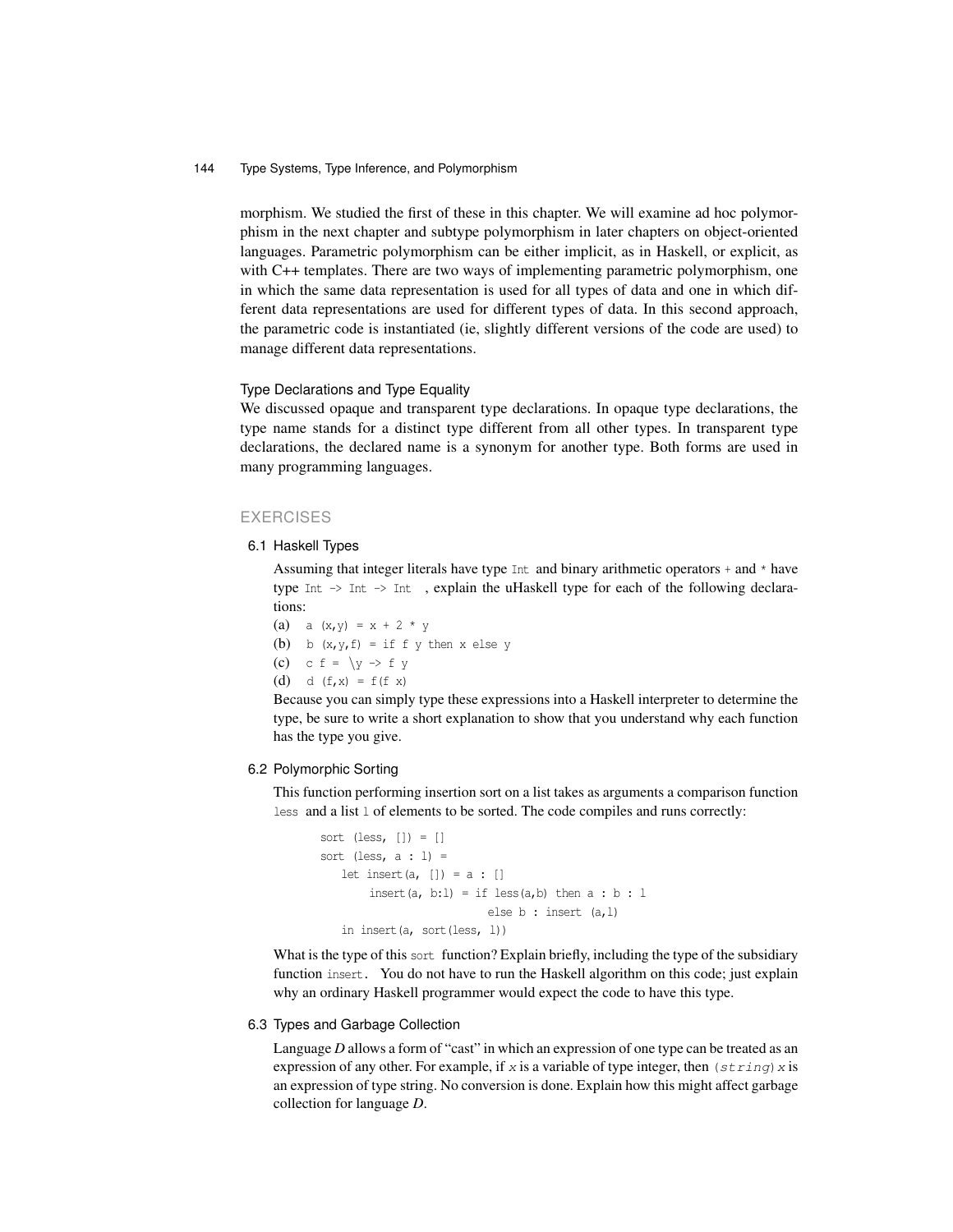morphism. We studied the first of these in this chapter. We will examine ad hoc polymorphism in the next chapter and subtype polymorphism in later chapters on object-oriented languages. Parametric polymorphism can be either implicit, as in Haskell, or explicit, as with C++ templates. There are two ways of implementing parametric polymorphism, one in which the same data representation is used for all types of data and one in which different data representations are used for different types of data. In this second approach, the parametric code is instantiated (ie, slightly different versions of the code are used) to manage different data representations.

### Type Declarations and Type Equality

We discussed opaque and transparent type declarations. In opaque type declarations, the type name stands for a distinct type different from all other types. In transparent type declarations, the declared name is a synonym for another type. Both forms are used in many programming languages.

## EXERCISES

### 6.1 Haskell Types

Assuming that integer literals have type `Int` and binary arithmetic operators `+` and `*` have type `Int -> Int -> Int`, explain the uHaskell type for each of the following declarations:

(a) `a (x,y) = x + 2 * y`

(b) `b (x,y,f) = if f y then x else y`

(c) `c f = \y -> f y`

(d) `d (f,x) = f(f x)`

Because you can simply type these expressions into a Haskell interpreter to determine the type, be sure to write a short explanation to show that you understand why each function has the type you give.

### 6.2 Polymorphic Sorting

This function performing insertion sort on a list takes as arguments a comparison function `less` and a list `l` of elements to be sorted. The code compiles and runs correctly:

```
sort (less, []) = []
sort (less, a : l) =
   let insert(a, []) = a : []
       insert(a, b:l) = if less(a,b) then a : b : l
                        else b : insert (a,l)
   in insert(a, sort(less, l))
```

What is the type of this `sort` function? Explain briefly, including the type of the subsidiary function `insert`. You do not have to run the Haskell algorithm on this code; just explain why an ordinary Haskell programmer would expect the code to have this type.

### 6.3 Types and Garbage Collection

Language *D* allows a form of "cast" in which an expression of one type can be treated as an expression of any other. For example, if *x* is a variable of type integer, then (*string*) *x* is an expression of type string. No conversion is done. Explain how this might affect garbage collection for language *D*.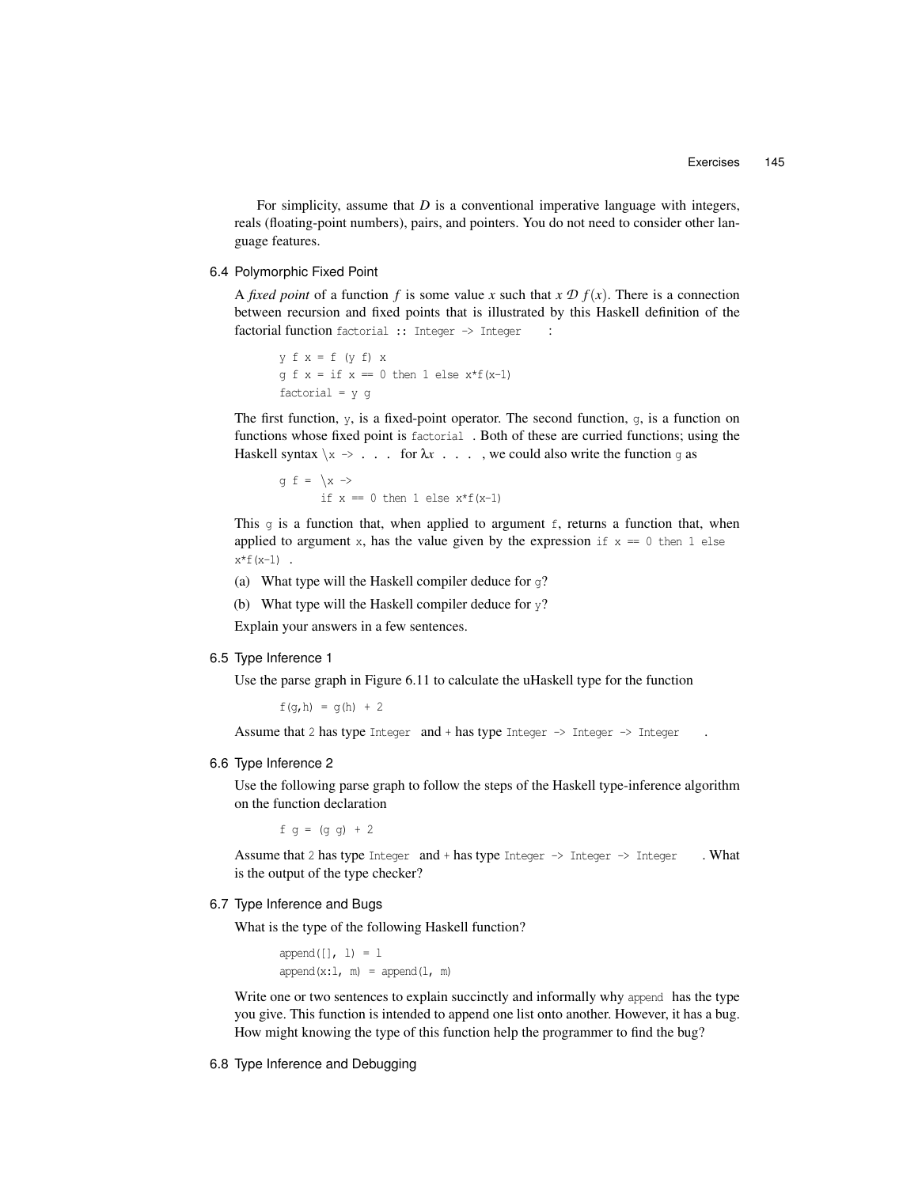For simplicity, assume that $D$ is a conventional imperative language with integers, reals (floating-point numbers), pairs, and pointers. You do not need to consider other language features.

### 6.4 Polymorphic Fixed Point

A *fixed point* of a function $f$ is some value $x$ such that $x \mathcal{D} f(x)$. There is a connection between recursion and fixed points that is illustrated by this Haskell definition of the factorial function `factorial :: Integer -> Integer` :

```
y f x = f (y f) x
g f x = if x == 0 then 1 else x*f(x-1)
factorial = y g
```

The first function, `y`, is a fixed-point operator. The second function, `g`, is a function on functions whose fixed point is `factorial` . Both of these are curried functions; using the Haskell syntax `\x -> . . .` for $\lambda x$ . . . , we could also write the function `g` as

```
g f = \x ->
      if x == 0 then 1 else x*f(x-1)
```

This `g` is a function that, when applied to argument `f`, returns a function that, when applied to argument `x`, has the value given by the expression `if x == 0 then 1 else x*f(x-1)` .

(a) What type will the Haskell compiler deduce for `g`?

(b) What type will the Haskell compiler deduce for `y`?

Explain your answers in a few sentences.

### 6.5 Type Inference 1

Use the parse graph in Figure 6.11 to calculate the uHaskell type for the function

```
f(g,h) = g(h) + 2
```

Assume that `2` has type `Integer` and `+` has type `Integer -> Integer -> Integer` .

### 6.6 Type Inference 2

Use the following parse graph to follow the steps of the Haskell type-inference algorithm on the function declaration

```
f g = (g g) + 2
```

Assume that `2` has type `Integer` and `+` has type `Integer -> Integer -> Integer` . What is the output of the type checker?

### 6.7 Type Inference and Bugs

What is the type of the following Haskell function?

```
append([], l) = l
append(x:l, m) = append(l, m)
```

Write one or two sentences to explain succinctly and informally why `append` has the type you give. This function is intended to append one list onto another. However, it has a bug. How might knowing the type of this function help the programmer to find the bug?

### 6.8 Type Inference and Debugging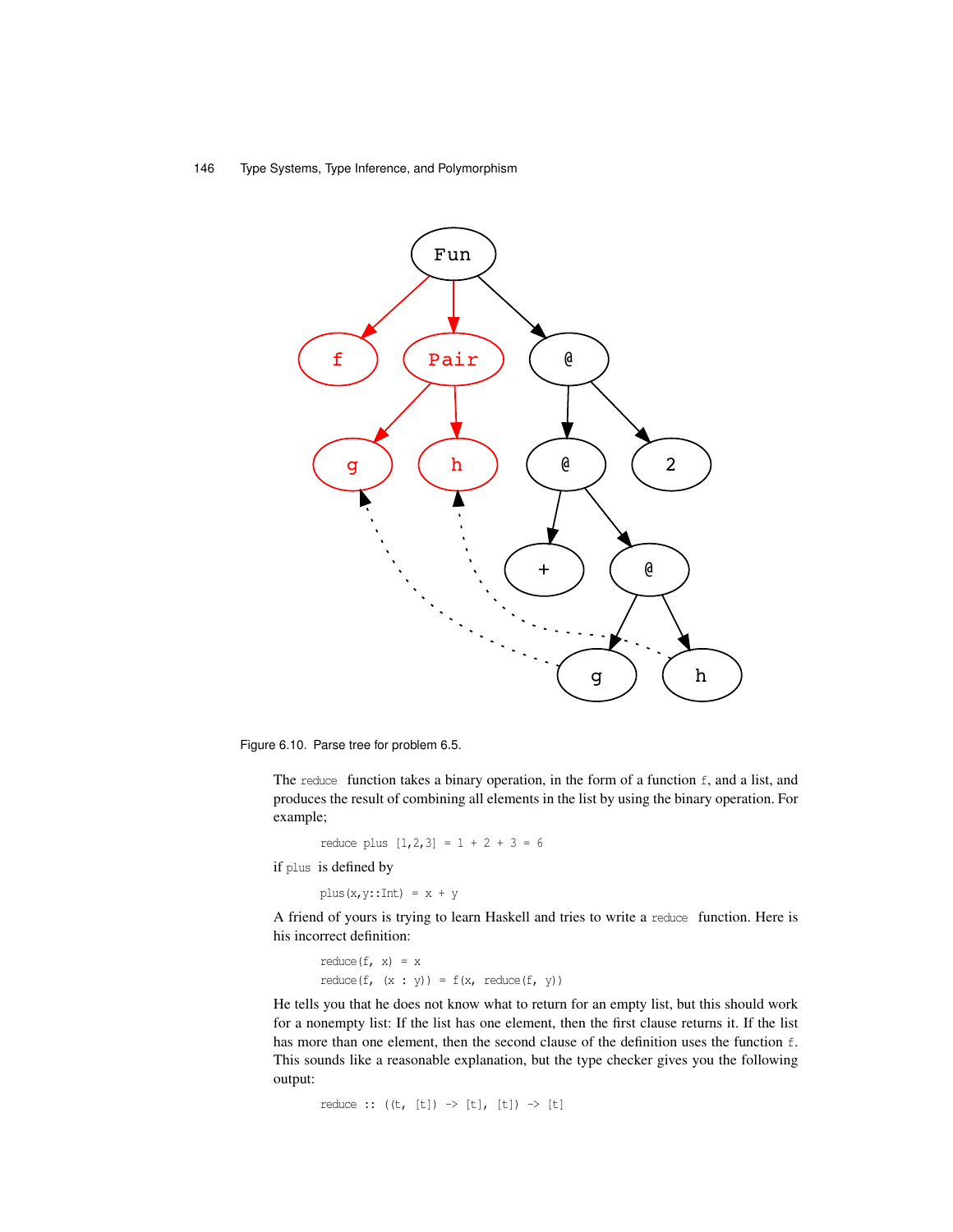Figure 6.10. Parse tree for problem 6.5.

The `reduce` function takes a binary operation, in the form of a function `f`, and a list, and produces the result of combining all elements in the list by using the binary operation. For example;

```
reduce plus [1,2,3] = 1 + 2 + 3 = 6
```

if `plus` is defined by

```
plus(x,y::Int) = x + y
```

A friend of yours is trying to learn Haskell and tries to write a `reduce` function. Here is his incorrect definition:

```
reduce(f, x) = x
reduce(f, (x : y)) = f(x, reduce(f, y))
```

He tells you that he does not know what to return for an empty list, but this should work for a nonempty list: If the list has one element, then the first clause returns it. If the list has more than one element, then the second clause of the definition uses the function `f`. This sounds like a reasonable explanation, but the type checker gives you the following output:

```
reduce :: ((t, [t]) -> [t], [t]) -> [t]
```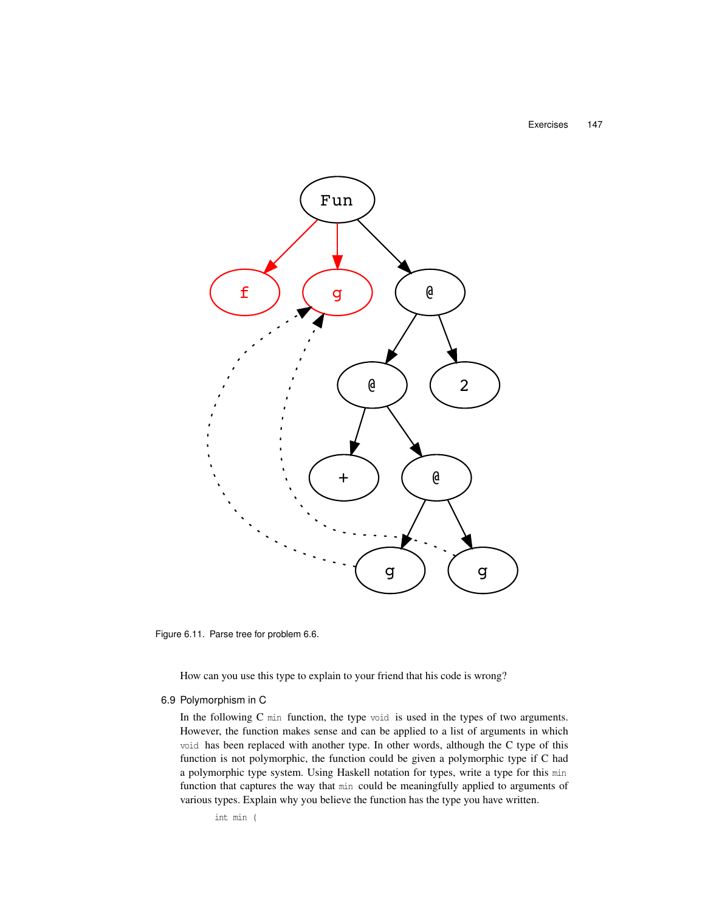Figure 6.11. Parse tree for problem 6.6.

How can you use this type to explain to your friend that his code is wrong?

### 6.9 Polymorphism in C

In the following C `min` function, the type `void` is used in the types of two arguments. However, the function makes sense and can be applied to a list of arguments in which `void` has been replaced with another type. In other words, although the C type of this function is not polymorphic, the function could be given a polymorphic type if C had a polymorphic type system. Using Haskell notation for types, write a type for this `min` function that captures the way that `min` could be meaningfully applied to arguments of various types. Explain why you believe the function has the type you have written.

```
int min (
```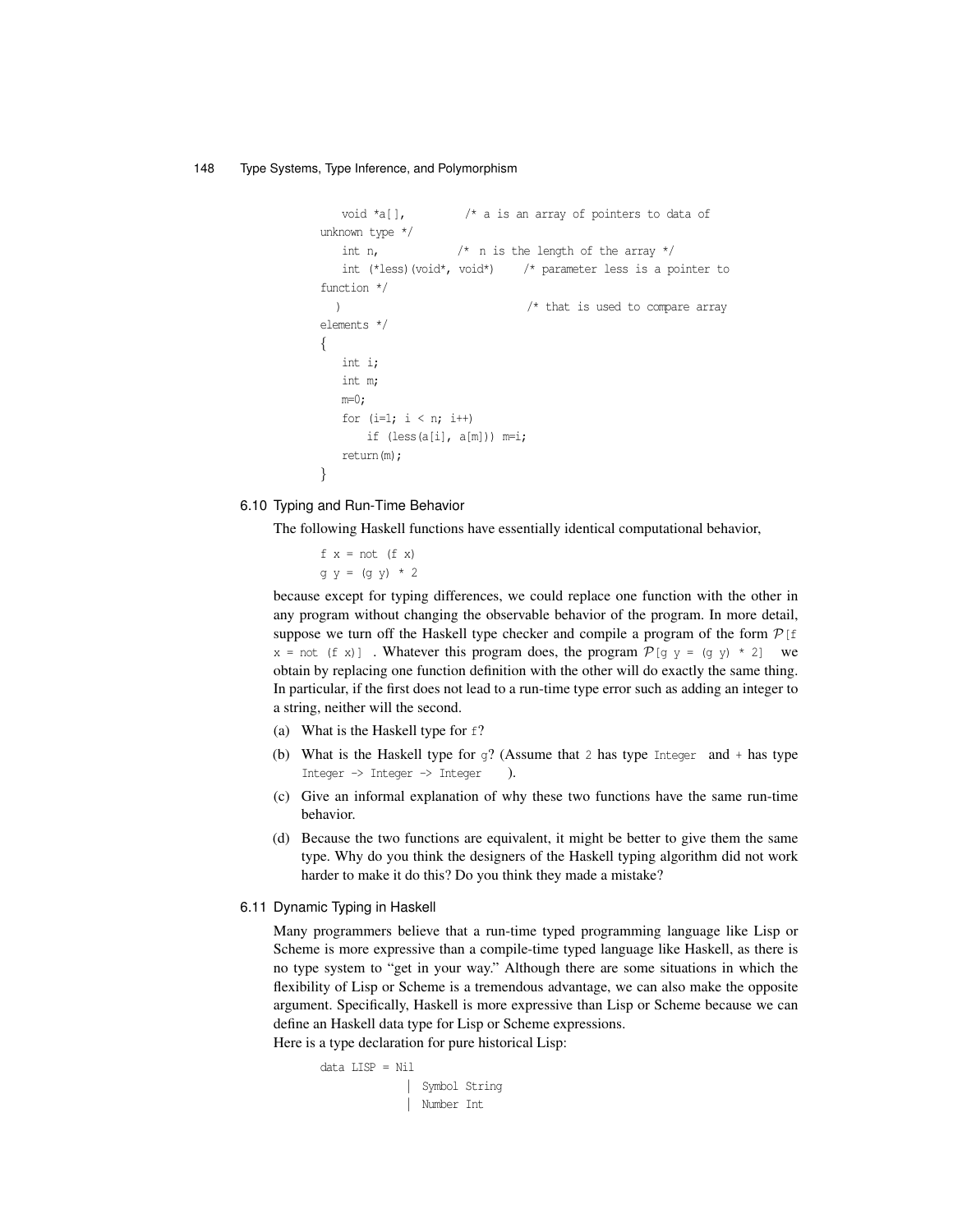```
   void *a[],          /* a is an array of pointers to data of
unknown type */
   int n,            /* n is the length of the array */
   int (*less)(void*, void*)    /* parameter less is a pointer to
function */
  )                              /* that is used to compare array
elements */
{
   int i;
   int m;
   m=0;
   for (i=1; i < n; i++)
       if (less(a[i], a[m])) m=i;
   return(m);
}
```

### 6.10 Typing and Run-Time Behavior

The following Haskell functions have essentially identical computational behavior,

```
f x = not (f x)
g y = (g y) * 2
```

because except for typing differences, we could replace one function with the other in any program without changing the observable behavior of the program. In more detail, suppose we turn off the Haskell type checker and compile a program of the form $\mathcal{P}$[f x = not (f x)] . Whatever this program does, the program $\mathcal{P}$[g y = (g y) * 2] we obtain by replacing one function definition with the other will do exactly the same thing. In particular, if the first does not lead to a run-time type error such as adding an integer to a string, neither will the second.

(a) What is the Haskell type for `f`?

(b) What is the Haskell type for `g`? (Assume that `2` has type `Integer` and `+` has type `Integer -> Integer -> Integer` ).

(c) Give an informal explanation of why these two functions have the same run-time behavior.

(d) Because the two functions are equivalent, it might be better to give them the same type. Why do you think the designers of the Haskell typing algorithm did not work harder to make it do this? Do you think they made a mistake?

### 6.11 Dynamic Typing in Haskell

Many programmers believe that a run-time typed programming language like Lisp or Scheme is more expressive than a compile-time typed language like Haskell, as there is no type system to "get in your way." Although there are some situations in which the flexibility of Lisp or Scheme is a tremendous advantage, we can also make the opposite argument. Specifically, Haskell is more expressive than Lisp or Scheme because we can define an Haskell data type for Lisp or Scheme expressions.

Here is a type declaration for pure historical Lisp:

```
data LISP = Nil
           | Symbol String
           | Number Int
```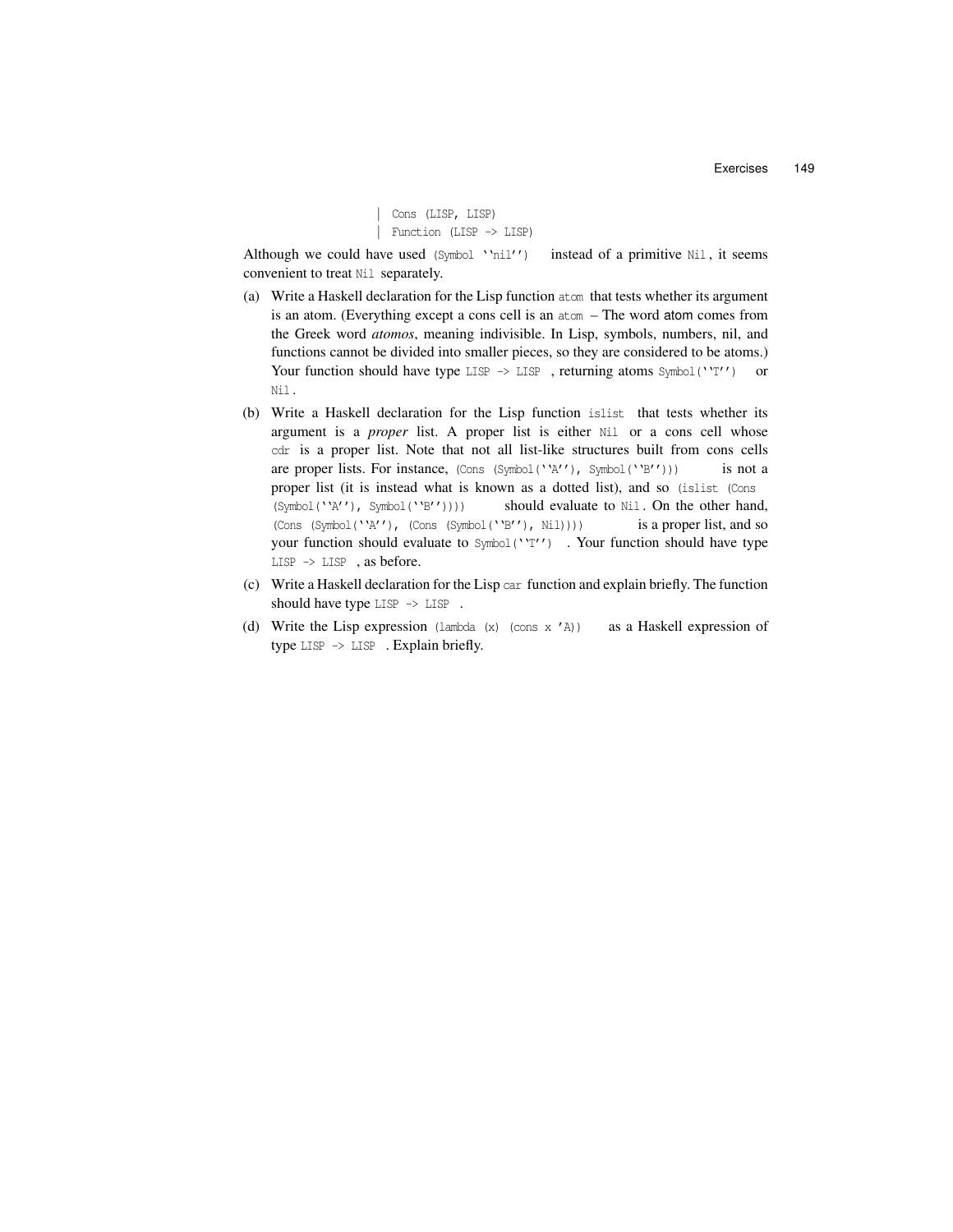```
                | Cons (LISP, LISP)
                | Function (LISP -> LISP)
```

Although we could have used `(Symbol ''nil'')` instead of a primitive `Nil`, it seems convenient to treat `Nil` separately.

(a) Write a Haskell declaration for the Lisp function `atom` that tests whether its argument is an atom. (Everything except a cons cell is an `atom` – The word atom comes from the Greek word *atomos*, meaning indivisible. In Lisp, symbols, numbers, nil, and functions cannot be divided into smaller pieces, so they are considered to be atoms.) Your function should have type `LISP -> LISP`, returning atoms `Symbol(''T'')` or `Nil`.

(b) Write a Haskell declaration for the Lisp function `islist` that tests whether its argument is a *proper* list. A proper list is either `Nil` or a cons cell whose `cdr` is a proper list. Note that not all list-like structures built from cons cells are proper lists. For instance, `(Cons (Symbol(''A''), Symbol(''B'')))` is not a proper list (it is instead what is known as a dotted list), and so `(islist (Cons (Symbol(''A''), Symbol(''B''))))` should evaluate to `Nil`. On the other hand, `(Cons (Symbol(''A''), (Cons (Symbol(''B''), Nil))))` is a proper list, and so your function should evaluate to `Symbol(''T'')`. Your function should have type `LISP -> LISP`, as before.

(c) Write a Haskell declaration for the Lisp `car` function and explain briefly. The function should have type `LISP -> LISP`.

(d) Write the Lisp expression `(lambda (x) (cons x 'A))` as a Haskell expression of type `LISP -> LISP`. Explain briefly.